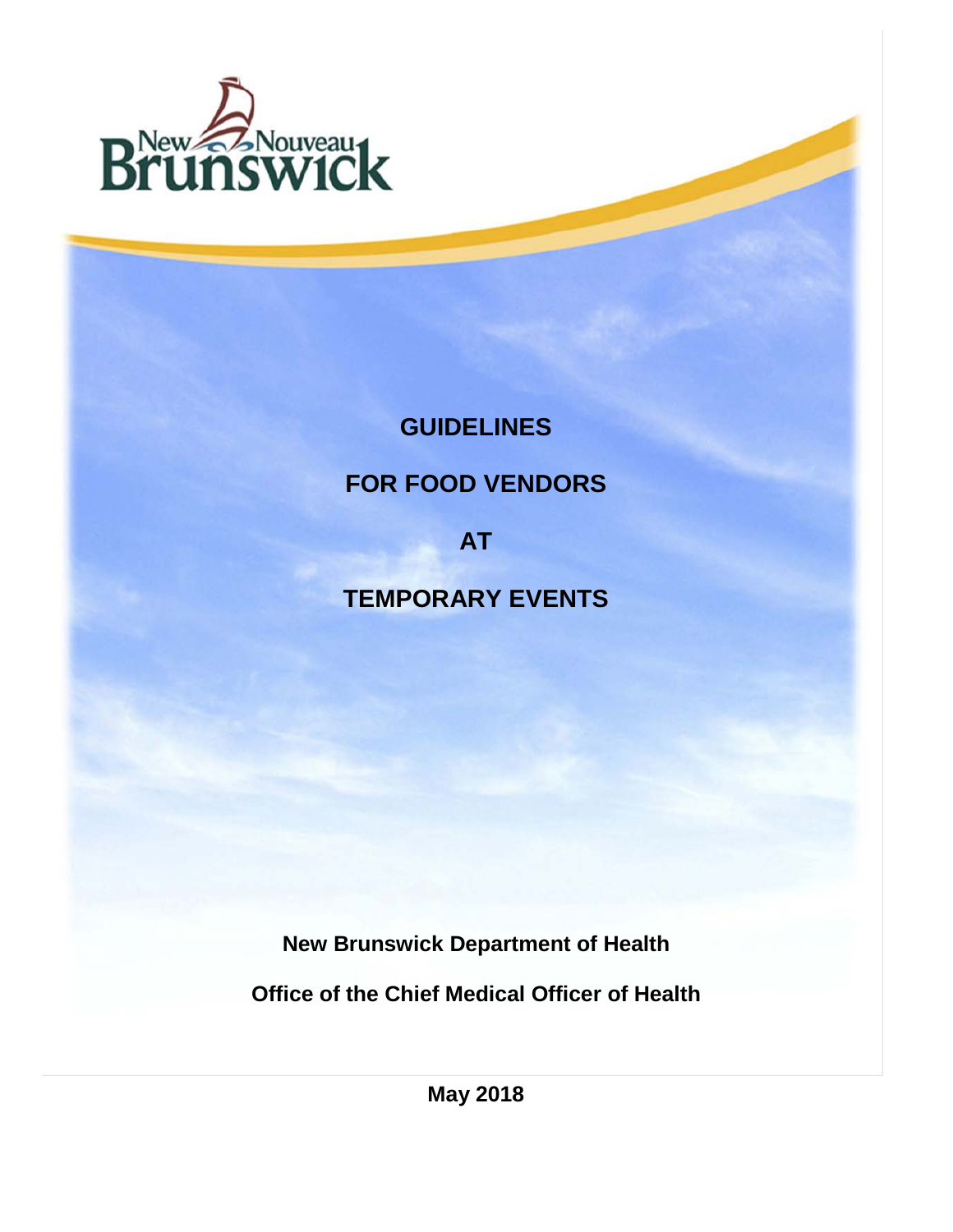# GUIDELINES FOR FOOD VENDORS AT TEMPORARY EVENTS

**New Brunswick Department of Health**

**Office of the Chief Medical Officer of Health**

**May 2018**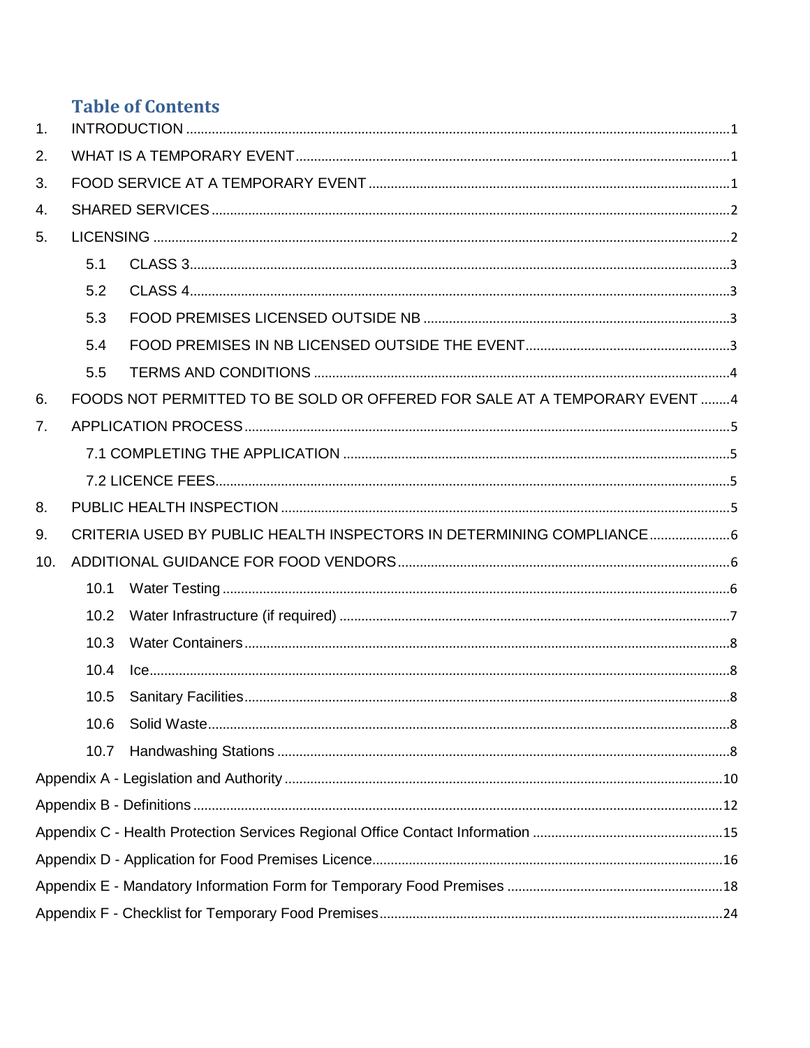# Table of Contents

1. INTRODUCTION .......... 1
2. WHAT IS A TEMPORARY EVENT .......... 1
3. FOOD SERVICE AT A TEMPORARY EVENT .......... 1
4. SHARED SERVICES .......... 2
5. LICENSING .......... 2
   - 5.1 CLASS 3 .......... 3
   - 5.2 CLASS 4 .......... 3
   - 5.3 FOOD PREMISES LICENSED OUTSIDE NB .......... 3
   - 5.4 FOOD PREMISES IN NB LICENSED OUTSIDE THE EVENT .......... 3
   - 5.5 TERMS AND CONDITIONS .......... 4
6. FOODS NOT PERMITTED TO BE SOLD OR OFFERED FOR SALE AT A TEMPORARY EVENT .......... 4
7. APPLICATION PROCESS .......... 5
   - 7.1 COMPLETING THE APPLICATION .......... 5
   - 7.2 LICENCE FEES .......... 5
8. PUBLIC HEALTH INSPECTION .......... 5
9. CRITERIA USED BY PUBLIC HEALTH INSPECTORS IN DETERMINING COMPLIANCE .......... 6
10. ADDITIONAL GUIDANCE FOR FOOD VENDORS .......... 6
    - 10.1 Water Testing .......... 6
    - 10.2 Water Infrastructure (if required) .......... 7
    - 10.3 Water Containers .......... 8
    - 10.4 Ice .......... 8
    - 10.5 Sanitary Facilities .......... 8
    - 10.6 Solid Waste .......... 8
    - 10.7 Handwashing Stations .......... 8

Appendix A - Legislation and Authority .......... 10

Appendix B - Definitions .......... 12

Appendix C - Health Protection Services Regional Office Contact Information .......... 15

Appendix D - Application for Food Premises Licence .......... 16

Appendix E - Mandatory Information Form for Temporary Food Premises .......... 18

Appendix F - Checklist for Temporary Food Premises .......... 24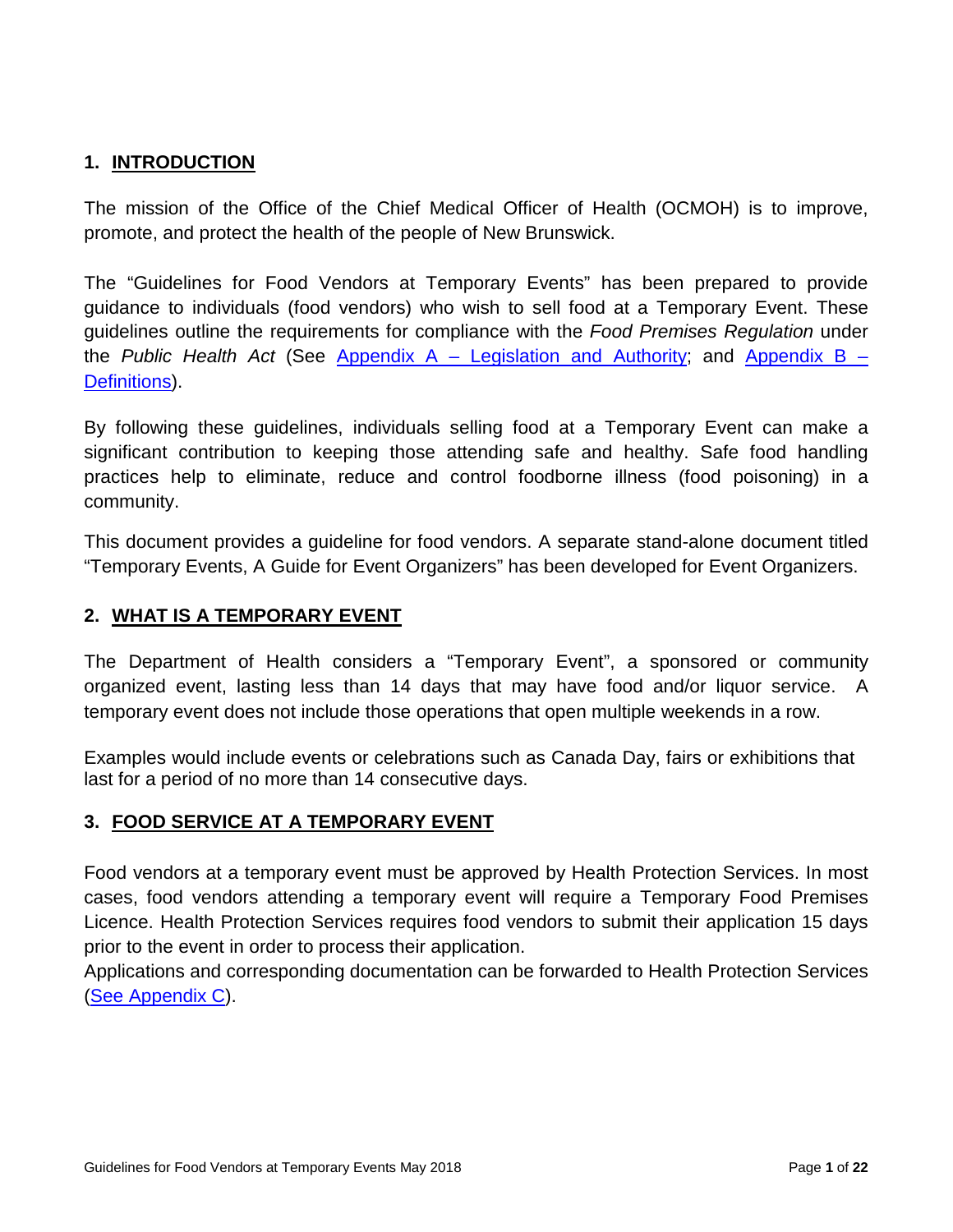## 1. INTRODUCTION

The mission of the Office of the Chief Medical Officer of Health (OCMOH) is to improve, promote, and protect the health of the people of New Brunswick.

The "Guidelines for Food Vendors at Temporary Events" has been prepared to provide guidance to individuals (food vendors) who wish to sell food at a Temporary Event. These guidelines outline the requirements for compliance with the *Food Premises Regulation* under the *Public Health Act* (See Appendix A – Legislation and Authority; and Appendix B – Definitions).

By following these guidelines, individuals selling food at a Temporary Event can make a significant contribution to keeping those attending safe and healthy. Safe food handling practices help to eliminate, reduce and control foodborne illness (food poisoning) in a community.

This document provides a guideline for food vendors. A separate stand-alone document titled "Temporary Events, A Guide for Event Organizers" has been developed for Event Organizers.

## 2. WHAT IS A TEMPORARY EVENT

The Department of Health considers a "Temporary Event", a sponsored or community organized event, lasting less than 14 days that may have food and/or liquor service. A temporary event does not include those operations that open multiple weekends in a row.

Examples would include events or celebrations such as Canada Day, fairs or exhibitions that last for a period of no more than 14 consecutive days.

## 3. FOOD SERVICE AT A TEMPORARY EVENT

Food vendors at a temporary event must be approved by Health Protection Services. In most cases, food vendors attending a temporary event will require a Temporary Food Premises Licence. Health Protection Services requires food vendors to submit their application 15 days prior to the event in order to process their application.
Applications and corresponding documentation can be forwarded to Health Protection Services (See Appendix C).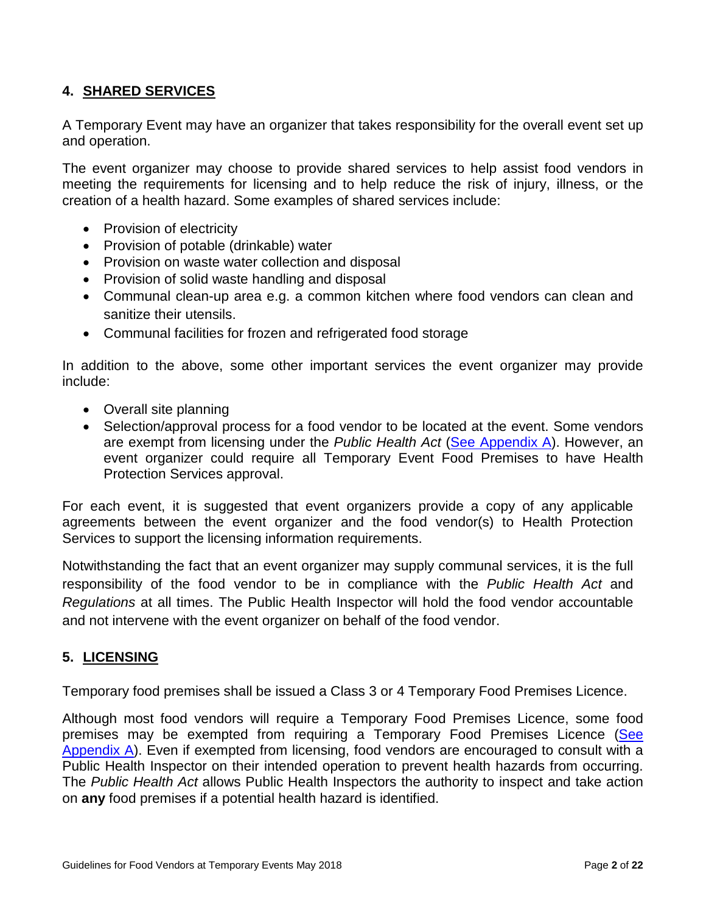## 4. SHARED SERVICES

A Temporary Event may have an organizer that takes responsibility for the overall event set up and operation.

The event organizer may choose to provide shared services to help assist food vendors in meeting the requirements for licensing and to help reduce the risk of injury, illness, or the creation of a health hazard. Some examples of shared services include:

- Provision of electricity
- Provision of potable (drinkable) water
- Provision on waste water collection and disposal
- Provision of solid waste handling and disposal
- Communal clean-up area e.g. a common kitchen where food vendors can clean and sanitize their utensils.
- Communal facilities for frozen and refrigerated food storage

In addition to the above, some other important services the event organizer may provide include:

- Overall site planning
- Selection/approval process for a food vendor to be located at the event. Some vendors are exempt from licensing under the *Public Health Act* (See Appendix A). However, an event organizer could require all Temporary Event Food Premises to have Health Protection Services approval.

For each event, it is suggested that event organizers provide a copy of any applicable agreements between the event organizer and the food vendor(s) to Health Protection Services to support the licensing information requirements.

Notwithstanding the fact that an event organizer may supply communal services, it is the full responsibility of the food vendor to be in compliance with the *Public Health Act* and *Regulations* at all times. The Public Health Inspector will hold the food vendor accountable and not intervene with the event organizer on behalf of the food vendor.

## 5. LICENSING

Temporary food premises shall be issued a Class 3 or 4 Temporary Food Premises Licence.

Although most food vendors will require a Temporary Food Premises Licence, some food premises may be exempted from requiring a Temporary Food Premises Licence (See Appendix A). Even if exempted from licensing, food vendors are encouraged to consult with a Public Health Inspector on their intended operation to prevent health hazards from occurring. The *Public Health Act* allows Public Health Inspectors the authority to inspect and take action on **any** food premises if a potential health hazard is identified.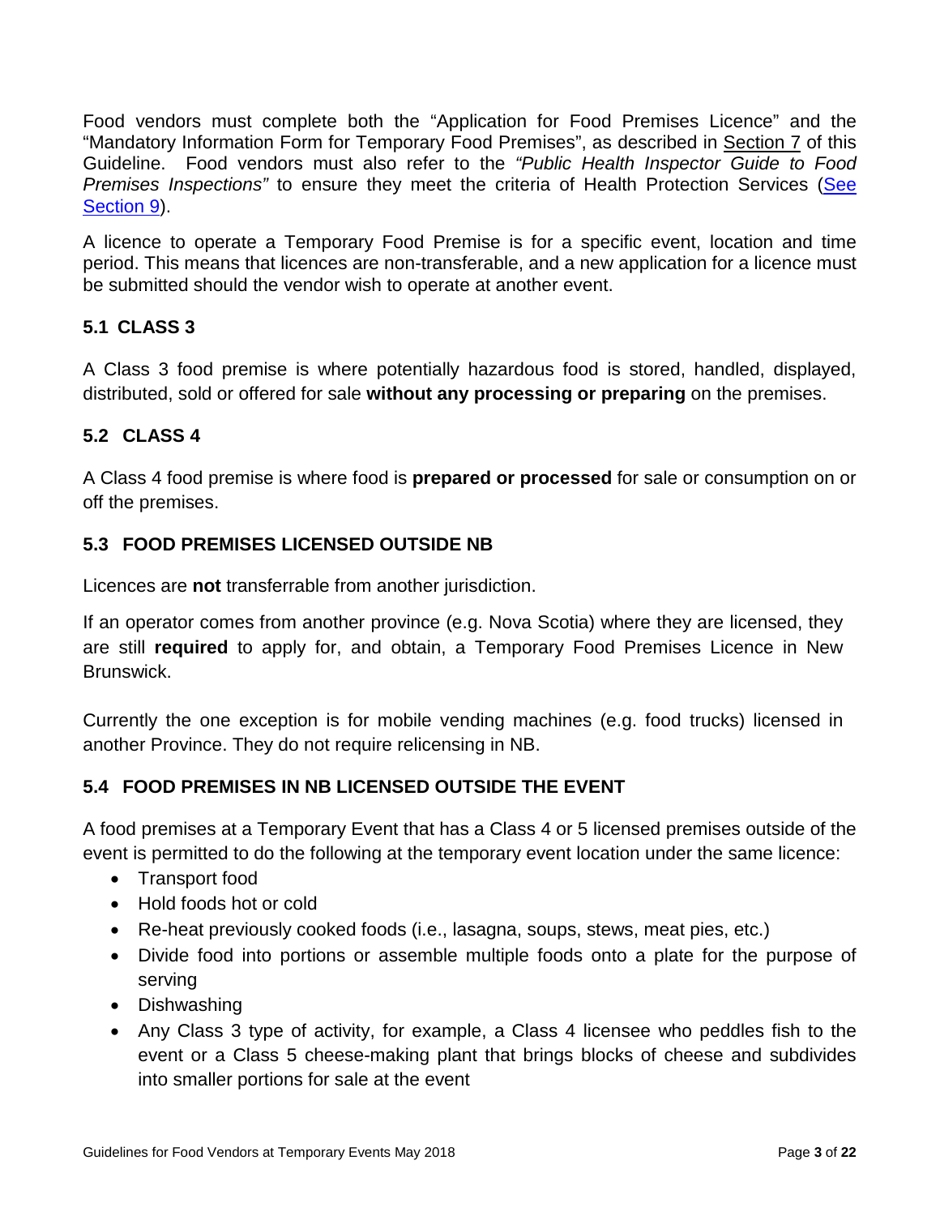Food vendors must complete both the "Application for Food Premises Licence" and the "Mandatory Information Form for Temporary Food Premises", as described in Section 7 of this Guideline. Food vendors must also refer to the *"Public Health Inspector Guide to Food Premises Inspections"* to ensure they meet the criteria of Health Protection Services (See Section 9).

A licence to operate a Temporary Food Premise is for a specific event, location and time period. This means that licences are non-transferable, and a new application for a licence must be submitted should the vendor wish to operate at another event.

### 5.1 CLASS 3

A Class 3 food premise is where potentially hazardous food is stored, handled, displayed, distributed, sold or offered for sale **without any processing or preparing** on the premises.

### 5.2 CLASS 4

A Class 4 food premise is where food is **prepared or processed** for sale or consumption on or off the premises.

### 5.3 FOOD PREMISES LICENSED OUTSIDE NB

Licences are **not** transferrable from another jurisdiction.

If an operator comes from another province (e.g. Nova Scotia) where they are licensed, they are still **required** to apply for, and obtain, a Temporary Food Premises Licence in New Brunswick.

Currently the one exception is for mobile vending machines (e.g. food trucks) licensed in another Province. They do not require relicensing in NB.

### 5.4 FOOD PREMISES IN NB LICENSED OUTSIDE THE EVENT

A food premises at a Temporary Event that has a Class 4 or 5 licensed premises outside of the event is permitted to do the following at the temporary event location under the same licence:

- Transport food
- Hold foods hot or cold
- Re-heat previously cooked foods (i.e., lasagna, soups, stews, meat pies, etc.)
- Divide food into portions or assemble multiple foods onto a plate for the purpose of serving
- Dishwashing
- Any Class 3 type of activity, for example, a Class 4 licensee who peddles fish to the event or a Class 5 cheese-making plant that brings blocks of cheese and subdivides into smaller portions for sale at the event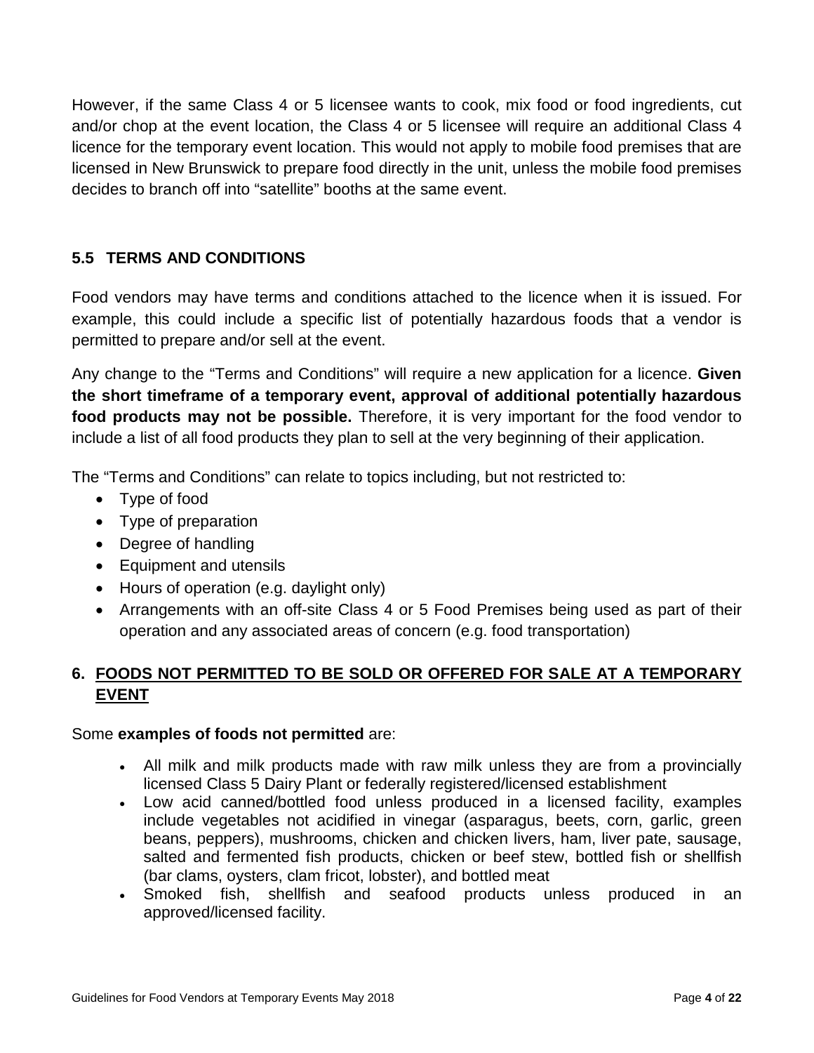However, if the same Class 4 or 5 licensee wants to cook, mix food or food ingredients, cut and/or chop at the event location, the Class 4 or 5 licensee will require an additional Class 4 licence for the temporary event location. This would not apply to mobile food premises that are licensed in New Brunswick to prepare food directly in the unit, unless the mobile food premises decides to branch off into "satellite" booths at the same event.

### 5.5 TERMS AND CONDITIONS

Food vendors may have terms and conditions attached to the licence when it is issued. For example, this could include a specific list of potentially hazardous foods that a vendor is permitted to prepare and/or sell at the event.

Any change to the "Terms and Conditions" will require a new application for a licence. **Given the short timeframe of a temporary event, approval of additional potentially hazardous food products may not be possible.** Therefore, it is very important for the food vendor to include a list of all food products they plan to sell at the very beginning of their application.

The "Terms and Conditions" can relate to topics including, but not restricted to:

- Type of food
- Type of preparation
- Degree of handling
- Equipment and utensils
- Hours of operation (e.g. daylight only)
- Arrangements with an off-site Class 4 or 5 Food Premises being used as part of their operation and any associated areas of concern (e.g. food transportation)

## 6. FOODS NOT PERMITTED TO BE SOLD OR OFFERED FOR SALE AT A TEMPORARY EVENT

Some **examples of foods not permitted** are:

- All milk and milk products made with raw milk unless they are from a provincially licensed Class 5 Dairy Plant or federally registered/licensed establishment
- Low acid canned/bottled food unless produced in a licensed facility, examples include vegetables not acidified in vinegar (asparagus, beets, corn, garlic, green beans, peppers), mushrooms, chicken and chicken livers, ham, liver pate, sausage, salted and fermented fish products, chicken or beef stew, bottled fish or shellfish (bar clams, oysters, clam fricot, lobster), and bottled meat
- Smoked fish, shellfish and seafood products unless produced in an approved/licensed facility.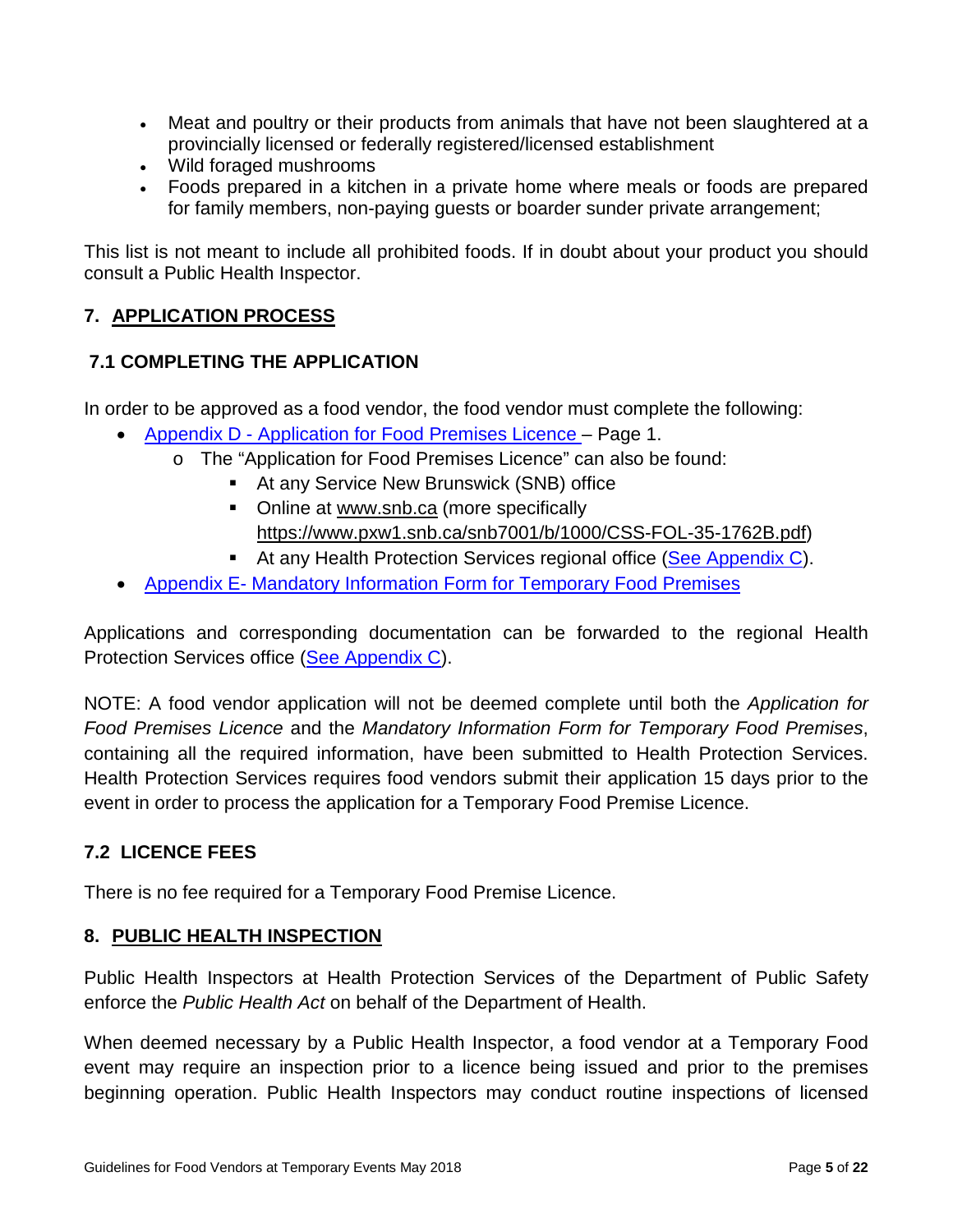- Meat and poultry or their products from animals that have not been slaughtered at a provincially licensed or federally registered/licensed establishment
- Wild foraged mushrooms
- Foods prepared in a kitchen in a private home where meals or foods are prepared for family members, non-paying guests or boarder sunder private arrangement;

This list is not meant to include all prohibited foods. If in doubt about your product you should consult a Public Health Inspector.

## 7. APPLICATION PROCESS

### 7.1 COMPLETING THE APPLICATION

In order to be approved as a food vendor, the food vendor must complete the following:

- Appendix D - Application for Food Premises Licence – Page 1.
  - The "Application for Food Premises Licence" can also be found:
    - At any Service New Brunswick (SNB) office
    - Online at www.snb.ca (more specifically https://www.pxw1.snb.ca/snb7001/b/1000/CSS-FOL-35-1762B.pdf)
    - At any Health Protection Services regional office (See Appendix C).
- Appendix E- Mandatory Information Form for Temporary Food Premises

Applications and corresponding documentation can be forwarded to the regional Health Protection Services office (See Appendix C).

NOTE: A food vendor application will not be deemed complete until both the *Application for Food Premises Licence* and the *Mandatory Information Form for Temporary Food Premises*, containing all the required information, have been submitted to Health Protection Services. Health Protection Services requires food vendors submit their application 15 days prior to the event in order to process the application for a Temporary Food Premise Licence.

### 7.2 LICENCE FEES

There is no fee required for a Temporary Food Premise Licence.

## 8. PUBLIC HEALTH INSPECTION

Public Health Inspectors at Health Protection Services of the Department of Public Safety enforce the *Public Health Act* on behalf of the Department of Health.

When deemed necessary by a Public Health Inspector, a food vendor at a Temporary Food event may require an inspection prior to a licence being issued and prior to the premises beginning operation. Public Health Inspectors may conduct routine inspections of licensed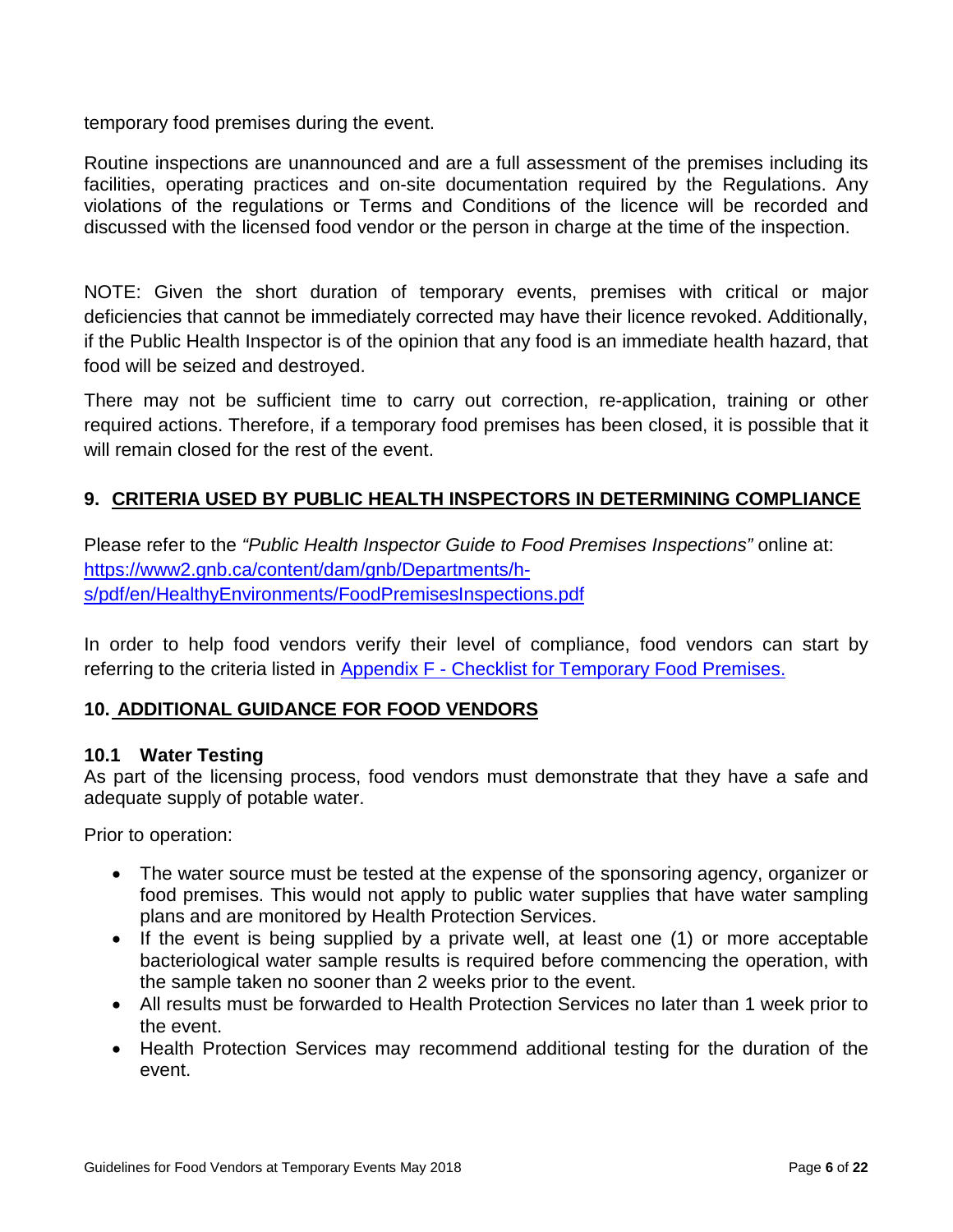temporary food premises during the event.

Routine inspections are unannounced and are a full assessment of the premises including its facilities, operating practices and on-site documentation required by the Regulations. Any violations of the regulations or Terms and Conditions of the licence will be recorded and discussed with the licensed food vendor or the person in charge at the time of the inspection.

NOTE: Given the short duration of temporary events, premises with critical or major deficiencies that cannot be immediately corrected may have their licence revoked. Additionally, if the Public Health Inspector is of the opinion that any food is an immediate health hazard, that food will be seized and destroyed.

There may not be sufficient time to carry out correction, re-application, training or other required actions. Therefore, if a temporary food premises has been closed, it is possible that it will remain closed for the rest of the event.

## 9. CRITERIA USED BY PUBLIC HEALTH INSPECTORS IN DETERMINING COMPLIANCE

Please refer to the *"Public Health Inspector Guide to Food Premises Inspections"* online at: [https://www2.gnb.ca/content/dam/gnb/Departments/h-s/pdf/en/HealthyEnvironments/FoodPremisesInspections.pdf](https://www2.gnb.ca/content/dam/gnb/Departments/h-s/pdf/en/HealthyEnvironments/FoodPremisesInspections.pdf)

In order to help food vendors verify their level of compliance, food vendors can start by referring to the criteria listed in Appendix F - Checklist for Temporary Food Premises.

## 10. ADDITIONAL GUIDANCE FOR FOOD VENDORS

### 10.1 Water Testing

As part of the licensing process, food vendors must demonstrate that they have a safe and adequate supply of potable water.

Prior to operation:

- The water source must be tested at the expense of the sponsoring agency, organizer or food premises. This would not apply to public water supplies that have water sampling plans and are monitored by Health Protection Services.
- If the event is being supplied by a private well, at least one (1) or more acceptable bacteriological water sample results is required before commencing the operation, with the sample taken no sooner than 2 weeks prior to the event.
- All results must be forwarded to Health Protection Services no later than 1 week prior to the event.
- Health Protection Services may recommend additional testing for the duration of the event.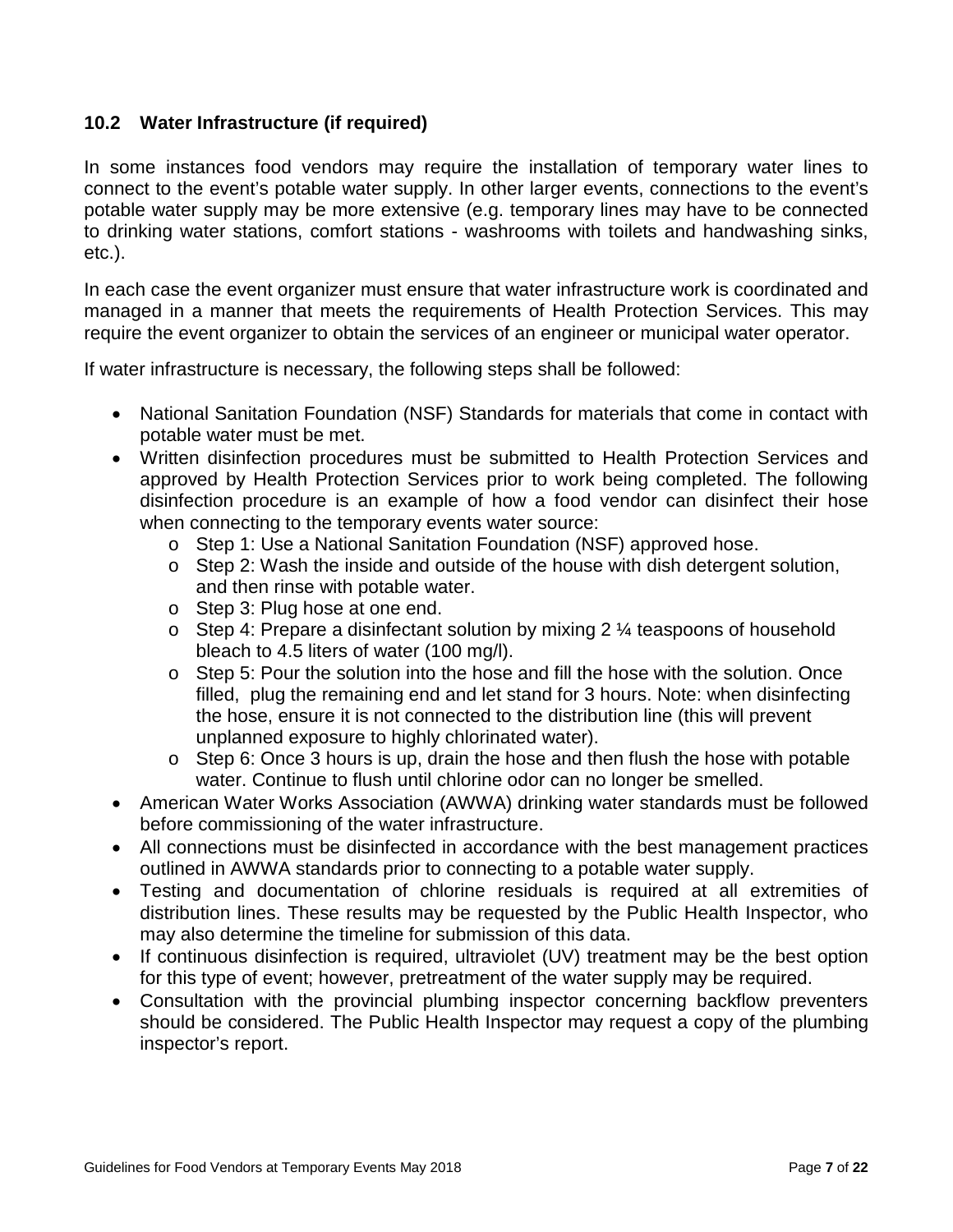## 10.2 Water Infrastructure (if required)

In some instances food vendors may require the installation of temporary water lines to connect to the event's potable water supply. In other larger events, connections to the event's potable water supply may be more extensive (e.g. temporary lines may have to be connected to drinking water stations, comfort stations - washrooms with toilets and handwashing sinks, etc.).

In each case the event organizer must ensure that water infrastructure work is coordinated and managed in a manner that meets the requirements of Health Protection Services. This may require the event organizer to obtain the services of an engineer or municipal water operator.

If water infrastructure is necessary, the following steps shall be followed:

- National Sanitation Foundation (NSF) Standards for materials that come in contact with potable water must be met.
- Written disinfection procedures must be submitted to Health Protection Services and approved by Health Protection Services prior to work being completed. The following disinfection procedure is an example of how a food vendor can disinfect their hose when connecting to the temporary events water source:
  - Step 1: Use a National Sanitation Foundation (NSF) approved hose.
  - Step 2: Wash the inside and outside of the house with dish detergent solution, and then rinse with potable water.
  - Step 3: Plug hose at one end.
  - Step 4: Prepare a disinfectant solution by mixing 2 ¼ teaspoons of household bleach to 4.5 liters of water (100 mg/l).
  - Step 5: Pour the solution into the hose and fill the hose with the solution. Once filled, plug the remaining end and let stand for 3 hours. Note: when disinfecting the hose, ensure it is not connected to the distribution line (this will prevent unplanned exposure to highly chlorinated water).
  - Step 6: Once 3 hours is up, drain the hose and then flush the hose with potable water. Continue to flush until chlorine odor can no longer be smelled.
- American Water Works Association (AWWA) drinking water standards must be followed before commissioning of the water infrastructure.
- All connections must be disinfected in accordance with the best management practices outlined in AWWA standards prior to connecting to a potable water supply.
- Testing and documentation of chlorine residuals is required at all extremities of distribution lines. These results may be requested by the Public Health Inspector, who may also determine the timeline for submission of this data.
- If continuous disinfection is required, ultraviolet (UV) treatment may be the best option for this type of event; however, pretreatment of the water supply may be required.
- Consultation with the provincial plumbing inspector concerning backflow preventers should be considered. The Public Health Inspector may request a copy of the plumbing inspector's report.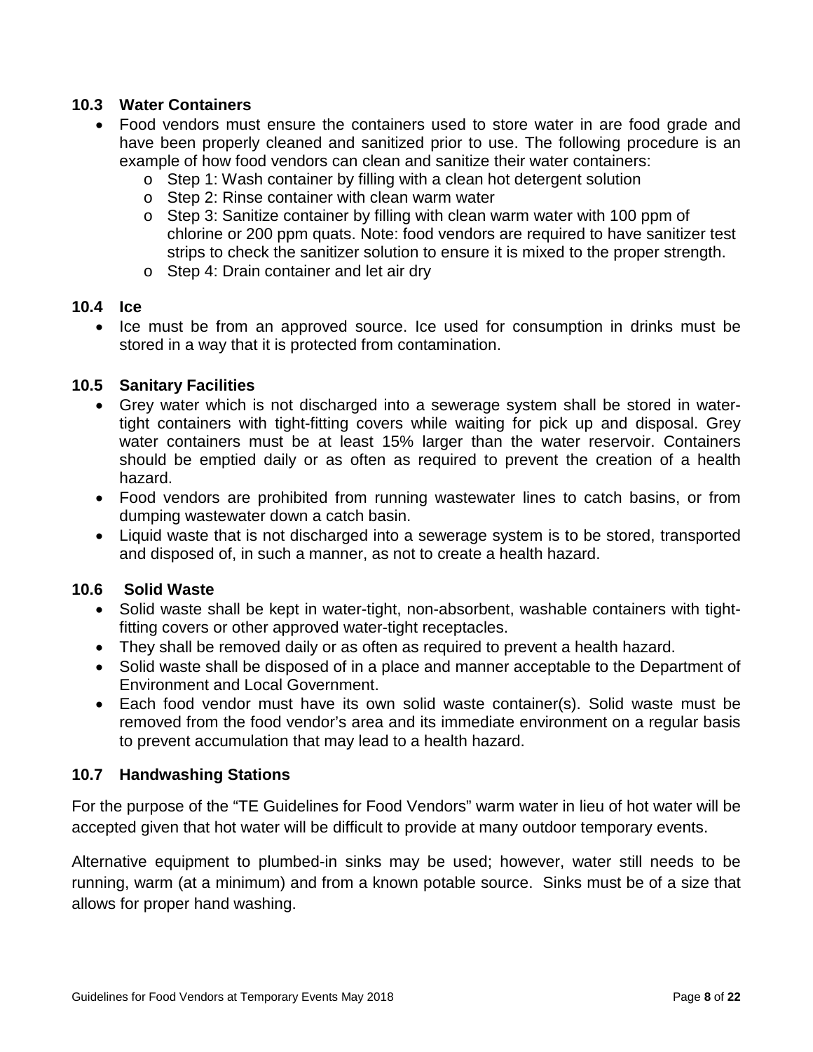### 10.3 Water Containers

- Food vendors must ensure the containers used to store water in are food grade and have been properly cleaned and sanitized prior to use. The following procedure is an example of how food vendors can clean and sanitize their water containers:
  - Step 1: Wash container by filling with a clean hot detergent solution
  - Step 2: Rinse container with clean warm water
  - Step 3: Sanitize container by filling with clean warm water with 100 ppm of chlorine or 200 ppm quats. Note: food vendors are required to have sanitizer test strips to check the sanitizer solution to ensure it is mixed to the proper strength.
  - Step 4: Drain container and let air dry

### 10.4 Ice

- Ice must be from an approved source. Ice used for consumption in drinks must be stored in a way that it is protected from contamination.

### 10.5 Sanitary Facilities

- Grey water which is not discharged into a sewerage system shall be stored in water-tight containers with tight-fitting covers while waiting for pick up and disposal. Grey water containers must be at least 15% larger than the water reservoir. Containers should be emptied daily or as often as required to prevent the creation of a health hazard.
- Food vendors are prohibited from running wastewater lines to catch basins, or from dumping wastewater down a catch basin.
- Liquid waste that is not discharged into a sewerage system is to be stored, transported and disposed of, in such a manner, as not to create a health hazard.

### 10.6 Solid Waste

- Solid waste shall be kept in water-tight, non-absorbent, washable containers with tight-fitting covers or other approved water-tight receptacles.
- They shall be removed daily or as often as required to prevent a health hazard.
- Solid waste shall be disposed of in a place and manner acceptable to the Department of Environment and Local Government.
- Each food vendor must have its own solid waste container(s). Solid waste must be removed from the food vendor's area and its immediate environment on a regular basis to prevent accumulation that may lead to a health hazard.

### 10.7 Handwashing Stations

For the purpose of the "TE Guidelines for Food Vendors" warm water in lieu of hot water will be accepted given that hot water will be difficult to provide at many outdoor temporary events.

Alternative equipment to plumbed-in sinks may be used; however, water still needs to be running, warm (at a minimum) and from a known potable source. Sinks must be of a size that allows for proper hand washing.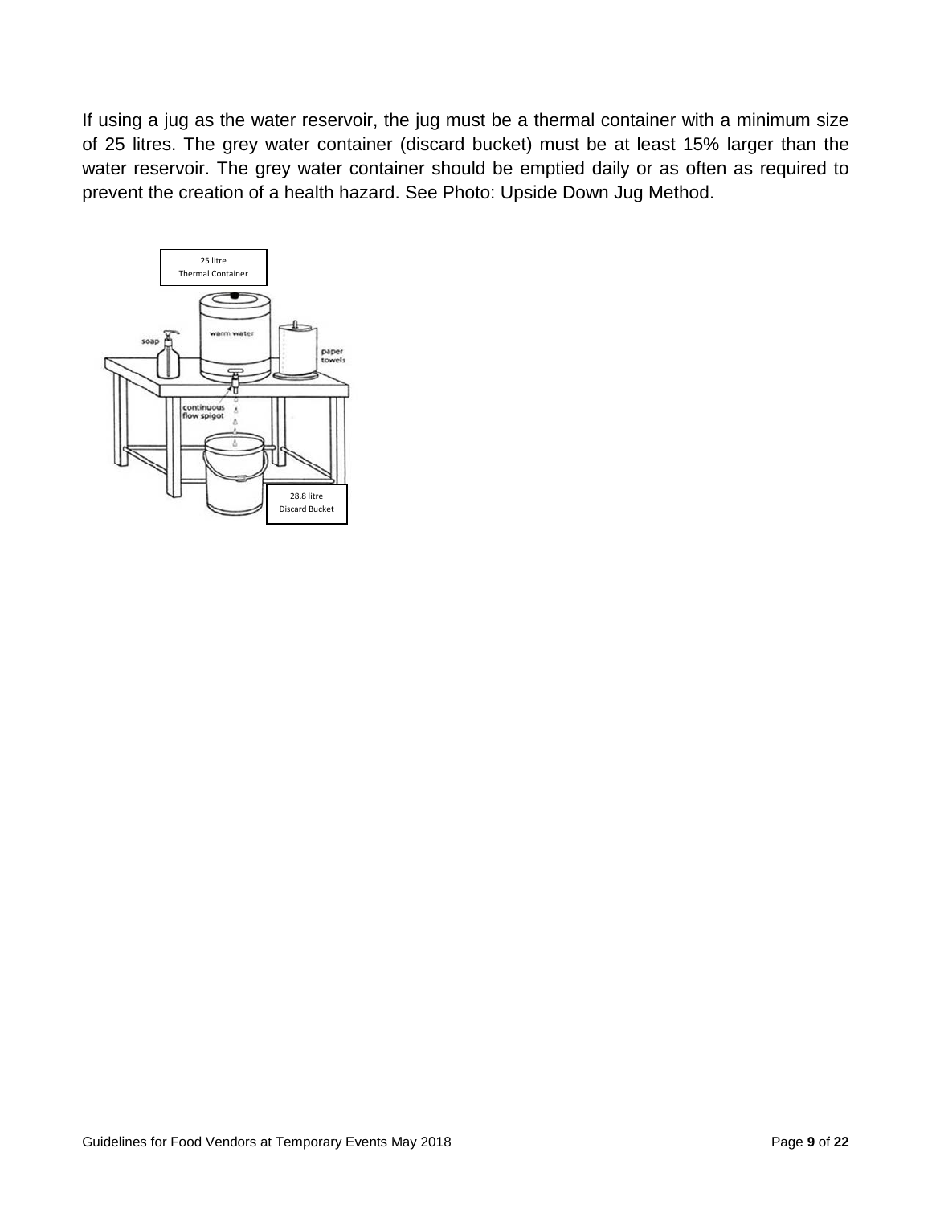If using a jug as the water reservoir, the jug must be a thermal container with a minimum size of 25 litres. The grey water container (discard bucket) must be at least 15% larger than the water reservoir. The grey water container should be emptied daily or as often as required to prevent the creation of a health hazard. See Photo: Upside Down Jug Method.

25 litre
Thermal Container

28.8 litre
Discard Bucket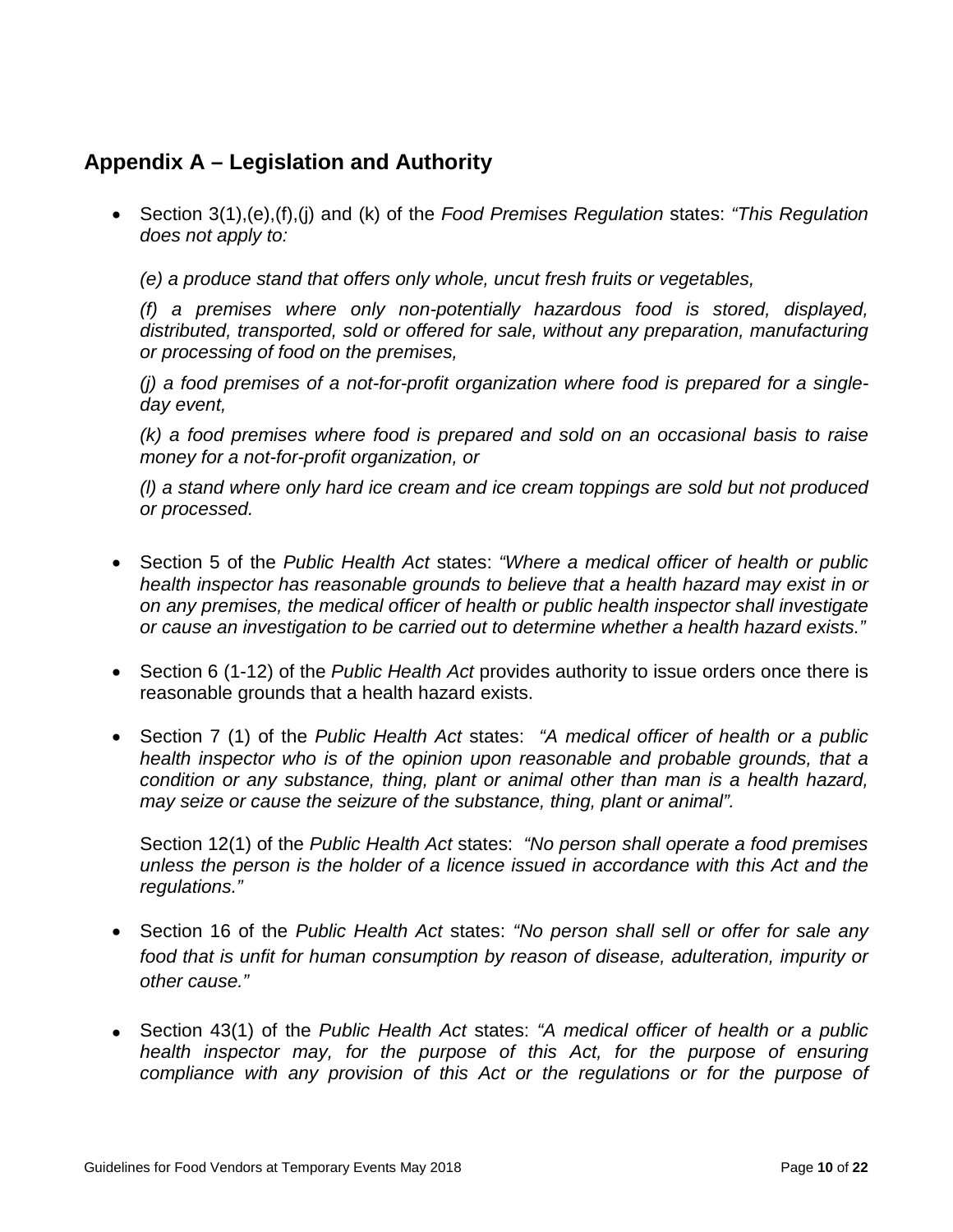## Appendix A – Legislation and Authority

- Section 3(1),(e),(f),(j) and (k) of the *Food Premises Regulation* states: *"This Regulation does not apply to:*

  *(e) a produce stand that offers only whole, uncut fresh fruits or vegetables,*

  *(f) a premises where only non-potentially hazardous food is stored, displayed, distributed, transported, sold or offered for sale, without any preparation, manufacturing or processing of food on the premises,*

  *(j) a food premises of a not-for-profit organization where food is prepared for a single-day event,*

  *(k) a food premises where food is prepared and sold on an occasional basis to raise money for a not-for-profit organization, or*

  *(l) a stand where only hard ice cream and ice cream toppings are sold but not produced or processed.*

- Section 5 of the *Public Health Act* states: *"Where a medical officer of health or public health inspector has reasonable grounds to believe that a health hazard may exist in or on any premises, the medical officer of health or public health inspector shall investigate or cause an investigation to be carried out to determine whether a health hazard exists."*

- Section 6 (1-12) of the *Public Health Act* provides authority to issue orders once there is reasonable grounds that a health hazard exists.

- Section 7 (1) of the *Public Health Act* states: *"A medical officer of health or a public health inspector who is of the opinion upon reasonable and probable grounds, that a condition or any substance, thing, plant or animal other than man is a health hazard, may seize or cause the seizure of the substance, thing, plant or animal".*

  Section 12(1) of the *Public Health Act* states: *"No person shall operate a food premises unless the person is the holder of a licence issued in accordance with this Act and the regulations."*

- Section 16 of the *Public Health Act* states: *"No person shall sell or offer for sale any food that is unfit for human consumption by reason of disease, adulteration, impurity or other cause."*

- Section 43(1) of the *Public Health Act* states: *"A medical officer of health or a public health inspector may, for the purpose of this Act, for the purpose of ensuring compliance with any provision of this Act or the regulations or for the purpose of*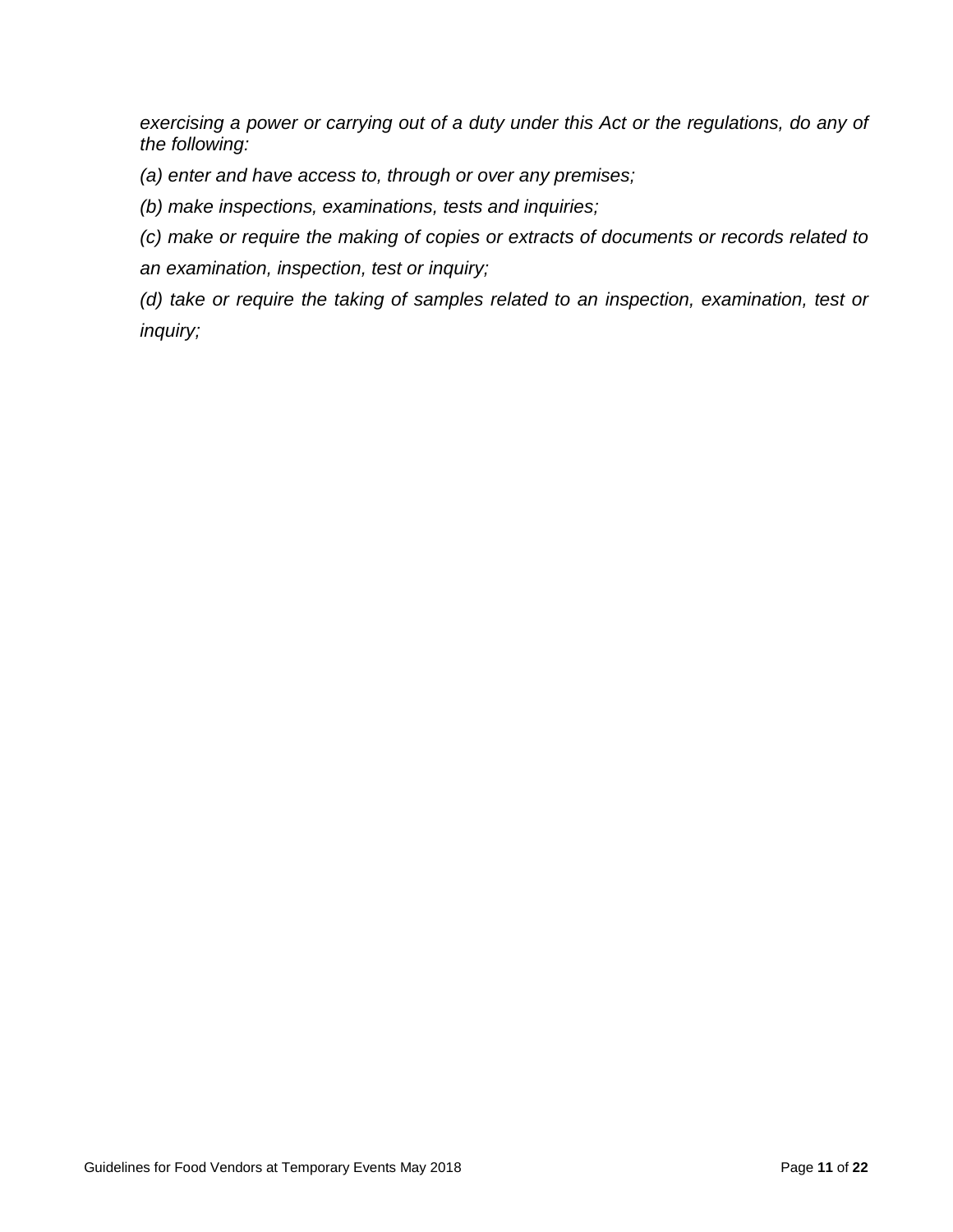*exercising a power or carrying out of a duty under this Act or the regulations, do any of the following:*

*(a) enter and have access to, through or over any premises;*

*(b) make inspections, examinations, tests and inquiries;*

*(c) make or require the making of copies or extracts of documents or records related to an examination, inspection, test or inquiry;*

*(d) take or require the taking of samples related to an inspection, examination, test or inquiry;*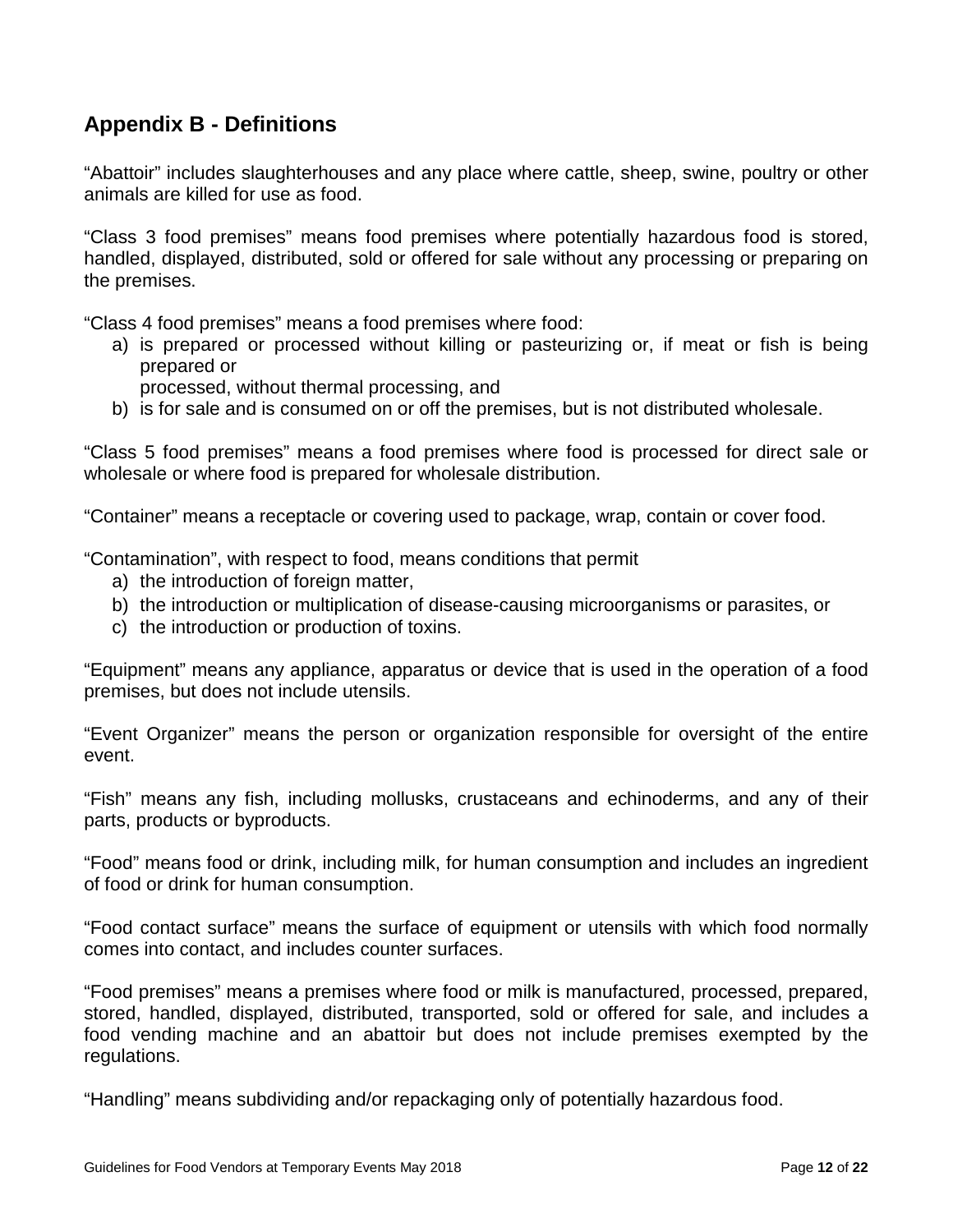## Appendix B - Definitions

“Abattoir” includes slaughterhouses and any place where cattle, sheep, swine, poultry or other animals are killed for use as food.

“Class 3 food premises” means food premises where potentially hazardous food is stored, handled, displayed, distributed, sold or offered for sale without any processing or preparing on the premises.

“Class 4 food premises” means a food premises where food:

a) is prepared or processed without killing or pasteurizing or, if meat or fish is being prepared or processed, without thermal processing, and
b) is for sale and is consumed on or off the premises, but is not distributed wholesale.

“Class 5 food premises” means a food premises where food is processed for direct sale or wholesale or where food is prepared for wholesale distribution.

“Container” means a receptacle or covering used to package, wrap, contain or cover food.

“Contamination”, with respect to food, means conditions that permit

a) the introduction of foreign matter,
b) the introduction or multiplication of disease-causing microorganisms or parasites, or
c) the introduction or production of toxins.

“Equipment” means any appliance, apparatus or device that is used in the operation of a food premises, but does not include utensils.

“Event Organizer” means the person or organization responsible for oversight of the entire event.

“Fish” means any fish, including mollusks, crustaceans and echinoderms, and any of their parts, products or byproducts.

“Food” means food or drink, including milk, for human consumption and includes an ingredient of food or drink for human consumption.

“Food contact surface” means the surface of equipment or utensils with which food normally comes into contact, and includes counter surfaces.

“Food premises” means a premises where food or milk is manufactured, processed, prepared, stored, handled, displayed, distributed, transported, sold or offered for sale, and includes a food vending machine and an abattoir but does not include premises exempted by the regulations.

“Handling” means subdividing and/or repackaging only of potentially hazardous food.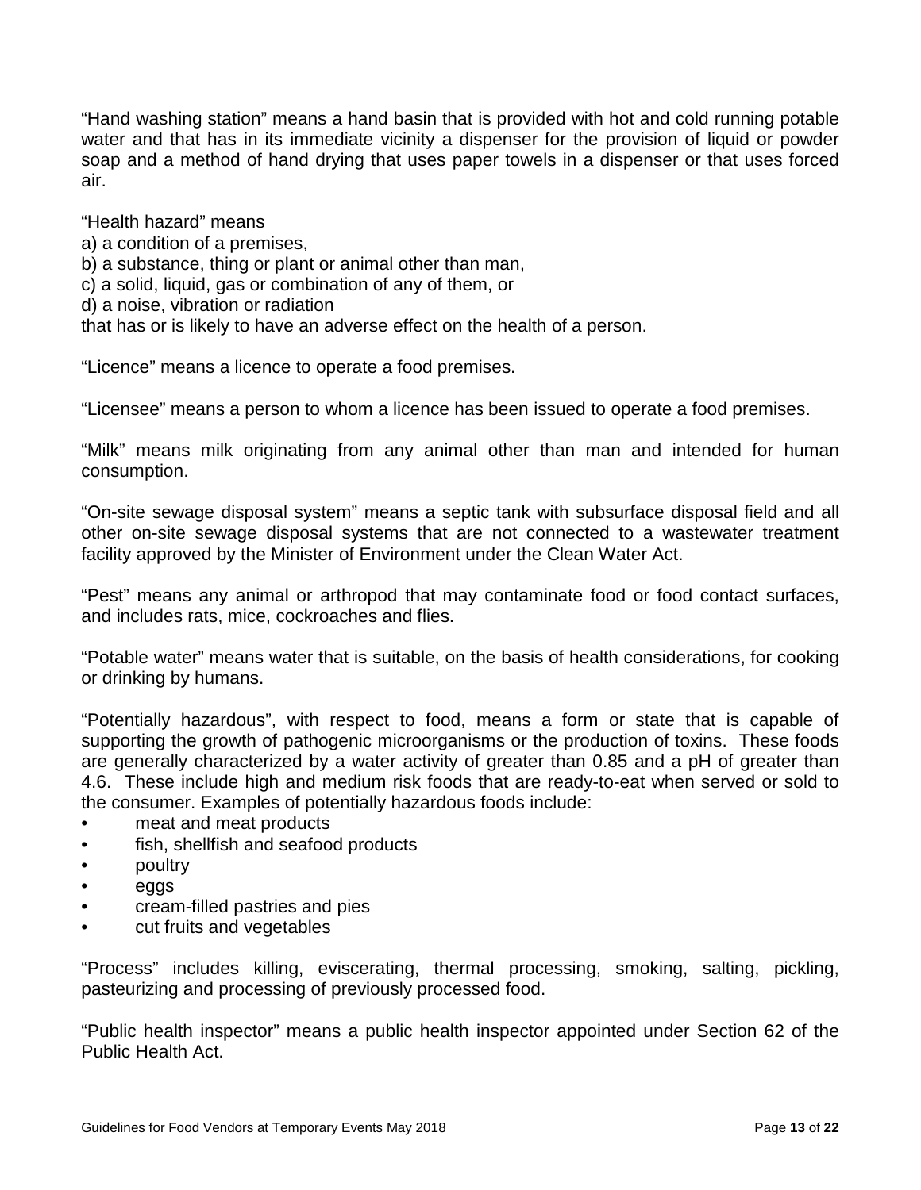"Hand washing station" means a hand basin that is provided with hot and cold running potable water and that has in its immediate vicinity a dispenser for the provision of liquid or powder soap and a method of hand drying that uses paper towels in a dispenser or that uses forced air.

"Health hazard" means
a) a condition of a premises,
b) a substance, thing or plant or animal other than man,
c) a solid, liquid, gas or combination of any of them, or
d) a noise, vibration or radiation
that has or is likely to have an adverse effect on the health of a person.

"Licence" means a licence to operate a food premises.

"Licensee" means a person to whom a licence has been issued to operate a food premises.

"Milk" means milk originating from any animal other than man and intended for human consumption.

"On-site sewage disposal system" means a septic tank with subsurface disposal field and all other on-site sewage disposal systems that are not connected to a wastewater treatment facility approved by the Minister of Environment under the Clean Water Act.

"Pest" means any animal or arthropod that may contaminate food or food contact surfaces, and includes rats, mice, cockroaches and flies.

"Potable water" means water that is suitable, on the basis of health considerations, for cooking or drinking by humans.

"Potentially hazardous", with respect to food, means a form or state that is capable of supporting the growth of pathogenic microorganisms or the production of toxins. These foods are generally characterized by a water activity of greater than 0.85 and a pH of greater than 4.6. These include high and medium risk foods that are ready-to-eat when served or sold to the consumer. Examples of potentially hazardous foods include:

- meat and meat products
- fish, shellfish and seafood products
- poultry
- eggs
- cream-filled pastries and pies
- cut fruits and vegetables

"Process" includes killing, eviscerating, thermal processing, smoking, salting, pickling, pasteurizing and processing of previously processed food.

"Public health inspector" means a public health inspector appointed under Section 62 of the Public Health Act.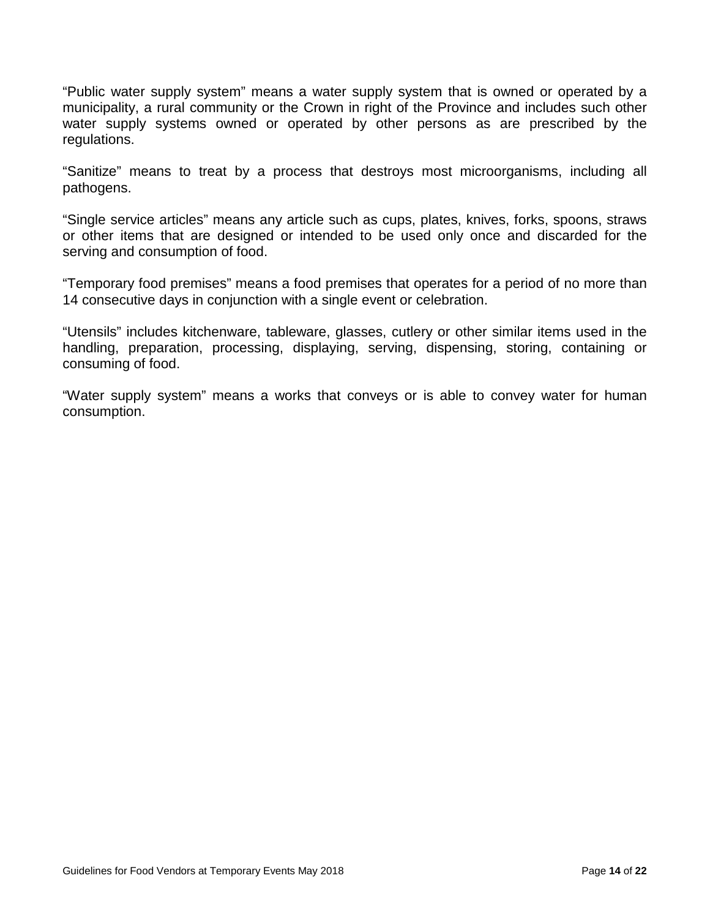"Public water supply system" means a water supply system that is owned or operated by a municipality, a rural community or the Crown in right of the Province and includes such other water supply systems owned or operated by other persons as are prescribed by the regulations.

"Sanitize" means to treat by a process that destroys most microorganisms, including all pathogens.

"Single service articles" means any article such as cups, plates, knives, forks, spoons, straws or other items that are designed or intended to be used only once and discarded for the serving and consumption of food.

"Temporary food premises" means a food premises that operates for a period of no more than 14 consecutive days in conjunction with a single event or celebration.

"Utensils" includes kitchenware, tableware, glasses, cutlery or other similar items used in the handling, preparation, processing, displaying, serving, dispensing, storing, containing or consuming of food.

"Water supply system" means a works that conveys or is able to convey water for human consumption.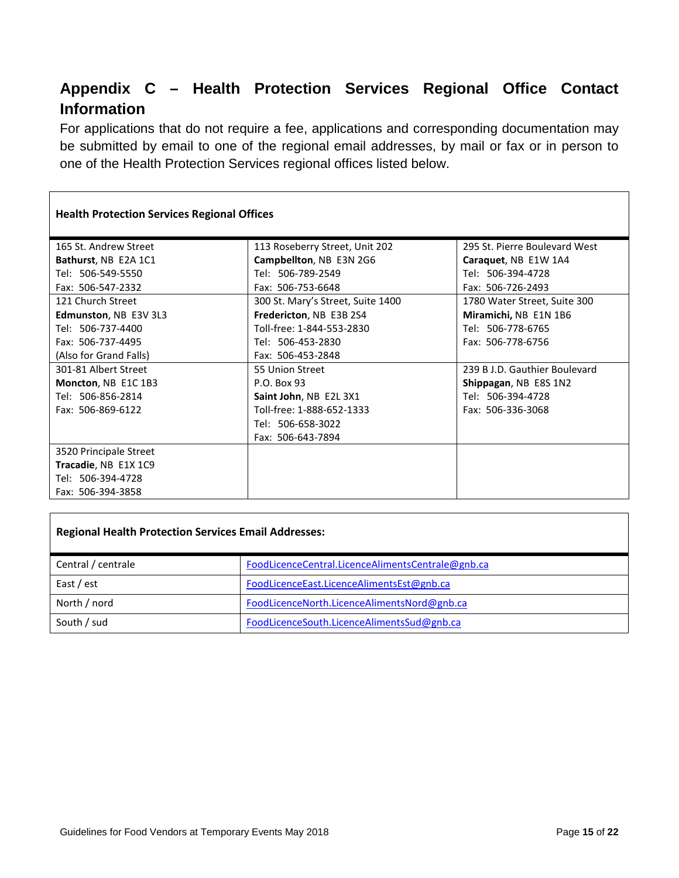## Appendix C – Health Protection Services Regional Office Contact Information

For applications that do not require a fee, applications and corresponding documentation may be submitted by email to one of the regional email addresses, by mail or fax or in person to one of the Health Protection Services regional offices listed below.

| Health Protection Services Regional Offices | | |
|---|---|---|
| 165 St. Andrew Street<br>**Bathurst**, NB E2A 1C1<br>Tel: 506-549-5550<br>Fax: 506-547-2332 | 113 Roseberry Street, Unit 202<br>**Campbellton**, NB E3N 2G6<br>Tel: 506-789-2549<br>Fax: 506-753-6648 | 295 St. Pierre Boulevard West<br>**Caraquet**, NB E1W 1A4<br>Tel: 506-394-4728<br>Fax: 506-726-2493 |
| 121 Church Street<br>**Edmunston**, NB E3V 3L3<br>Tel: 506-737-4400<br>Fax: 506-737-4495<br>(Also for Grand Falls) | 300 St. Mary's Street, Suite 1400<br>**Fredericton**, NB E3B 2S4<br>Toll-free: 1-844-553-2830<br>Tel: 506-453-2830<br>Fax: 506-453-2848 | 1780 Water Street, Suite 300<br>**Miramichi,** NB E1N 1B6<br>Tel: 506-778-6765<br>Fax: 506-778-6756 |
| 301-81 Albert Street<br>**Moncton**, NB E1C 1B3<br>Tel: 506-856-2814<br>Fax: 506-869-6122 | 55 Union Street<br>P.O. Box 93<br>**Saint John**, NB E2L 3X1<br>Toll-free: 1-888-652-1333<br>Tel: 506-658-3022<br>Fax: 506-643-7894 | 239 B J.D. Gauthier Boulevard<br>**Shippagan**, NB E8S 1N2<br>Tel: 506-394-4728<br>Fax: 506-336-3068 |
| 3520 Principale Street<br>**Tracadie**, NB E1X 1C9<br>Tel: 506-394-4728<br>Fax: 506-394-3858 | | |

| Regional Health Protection Services Email Addresses: | |
|---|---|
| Central / centrale | FoodLicenceCentral.LicenceAlimentsCentrale@gnb.ca |
| East / est | FoodLicenceEast.LicenceAlimentsEst@gnb.ca |
| North / nord | FoodLicenceNorth.LicenceAlimentsNord@gnb.ca |
| South / sud | FoodLicenceSouth.LicenceAlimentsSud@gnb.ca |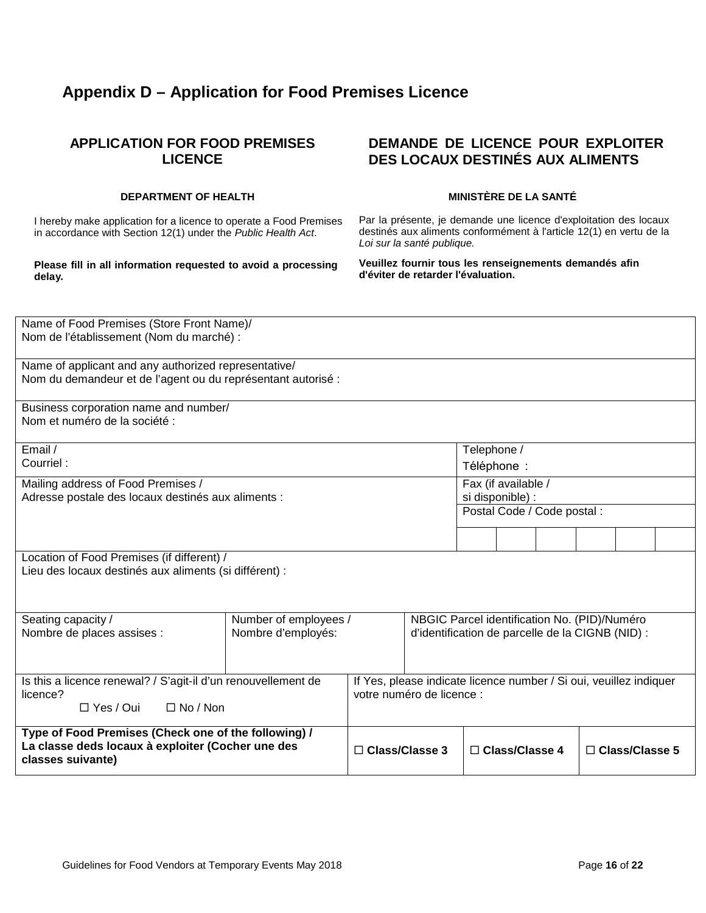# Appendix D – Application for Food Premises Licence

## APPLICATION FOR FOOD PREMISES LICENCE

**DEPARTMENT OF HEALTH**

I hereby make application for a licence to operate a Food Premises in accordance with Section 12(1) under the *Public Health Act*.

**Please fill in all information requested to avoid a processing delay.**

## DEMANDE DE LICENCE POUR EXPLOITER DES LOCAUX DESTINÉS AUX ALIMENTS

**MINISTÈRE DE LA SANTÉ**

Par la présente, je demande une licence d'exploitation des locaux destinés aux aliments conformément à l'article 12(1) en vertu de la *Loi sur la santé publique.*

**Veuillez fournir tous les renseignements demandés afin d'éviter de retarder l'évaluation.**

| | | | | | | | | | | |
|---|---|---|---|---|---|---|---|---|---|---|
| Name of Food Premises (Store Front Name)/ Nom de l'établissement (Nom du marché) : | | | | | | | | | | |
| Name of applicant and any authorized representative/ Nom du demandeur et de l'agent ou du représentant autorisé : | | | | | | | | | | |
| Business corporation name and number/ Nom et numéro de la société : | | | | | | | | | | |
| Email / Courriel : | | | | | Telephone / Téléphone : | | | | | |
| Mailing address of Food Premises / Adresse postale des locaux destinés aux aliments : | | | | | Fax (if available / si disponible) : | | | | | |
| | | | | | Postal Code / Code postal : | | | | | |
| | | | | | | | | | | |
| Location of Food Premises (if different) / Lieu des locaux destinés aux aliments (si différent) : | | | | | | | | | | |
| Seating capacity / Nombre de places assises : | Number of employees / Nombre d'employés: | | NBGIC Parcel identification No. (PID)/Numéro d'identification de parcelle de la CIGNB (NID) : | | | | | | | |
| Is this a licence renewal? / S'agit-il d'un renouvellement de licence? ☐ Yes / Oui ☐ No / Non | | If Yes, please indicate licence number / Si oui, veuillez indiquer votre numéro de licence : | | | | | | | | |
| **Type of Food Premises (Check one of the following) / La classe deds locaux à exploiter (Cocher une des classes suivante)** | | **☐ Class/Classe 3** | | **☐ Class/Classe 4** | | | | **☐ Class/Classe 5** | | |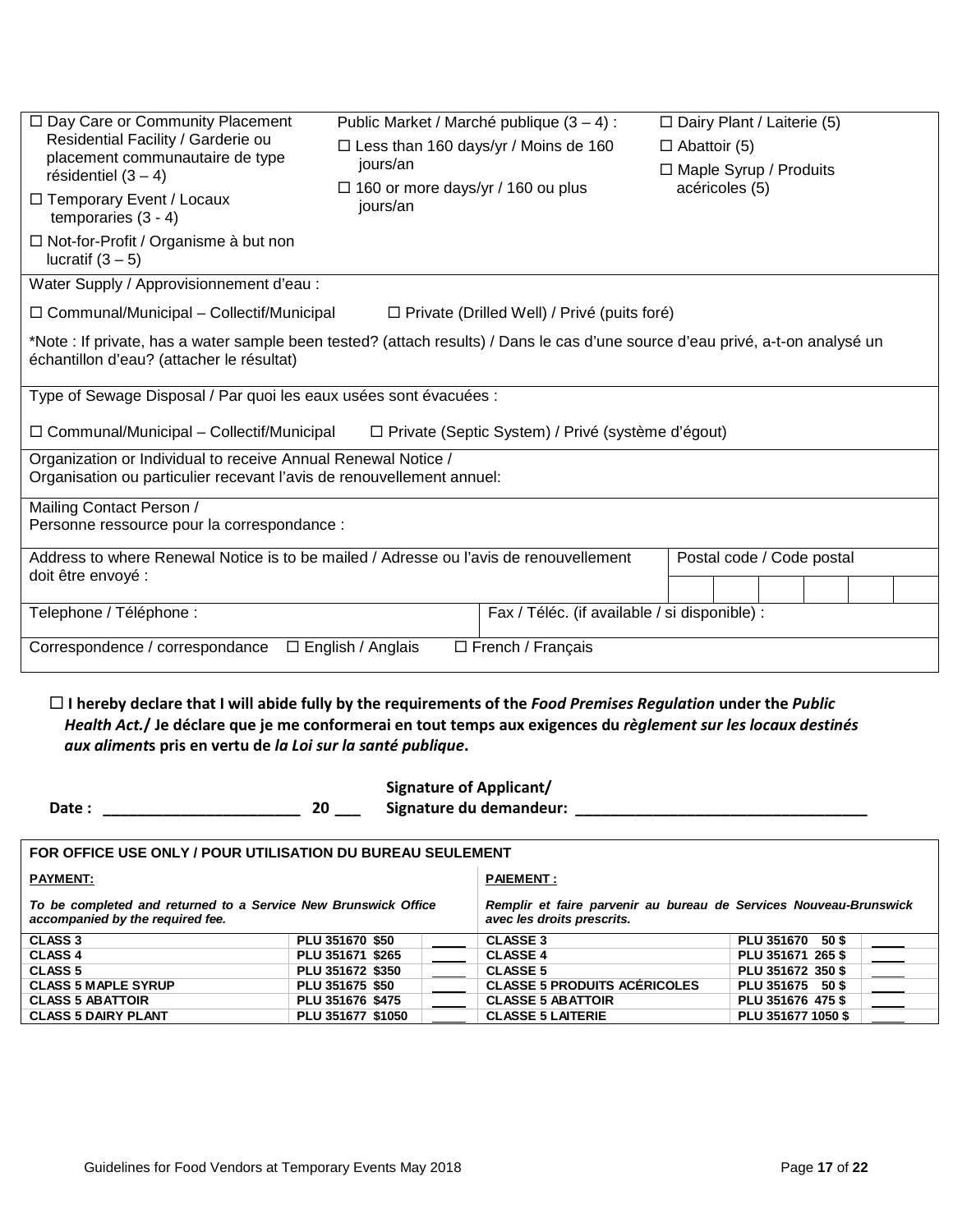| | | |
|---|---|---|
| ☐ Day Care or Community Placement Residential Facility / Garderie ou placement communautaire de type résidentiel (3 – 4)<br>☐ Temporary Event / Locaux temporaries (3 - 4)<br>☐ Not-for-Profit / Organisme à but non lucratif (3 – 5) | Public Market / Marché publique (3 – 4) :<br>☐ Less than 160 days/yr / Moins de 160 jours/an<br>☐ 160 or more days/yr / 160 ou plus jours/an | ☐ Dairy Plant / Laiterie (5)<br>☐ Abattoir (5)<br>☐ Maple Syrup / Produits acéricoles (5) |

Water Supply / Approvisionnement d'eau :

☐ Communal/Municipal – Collectif/Municipal ☐ Private (Drilled Well) / Privé (puits foré)

*Note : If private, has a water sample been tested? (attach results) / Dans le cas d'une source d'eau privé, a-t-on analysé un échantillon d'eau? (attacher le résultat)

Type of Sewage Disposal / Par quoi les eaux usées sont évacuées :

☐ Communal/Municipal – Collectif/Municipal ☐ Private (Septic System) / Privé (système d'égout)

Organization or Individual to receive Annual Renewal Notice / Organisation ou particulier recevant l'avis de renouvellement annuel:

Mailing Contact Person / Personne ressource pour la correspondance :

| Address to where Renewal Notice is to be mailed / Adresse ou l'avis de renouvellement doit être envoyé : | Postal code / Code postal |
|---|---|
| Telephone / Téléphone : | Fax / Téléc. (if available / si disponible) : |

Correspondence / correspondance ☐ English / Anglais ☐ French / Français

☐ **I hereby declare that I will abide fully by the requirements of the *Food Premises Regulation* under the *Public Health Act.*/ Je déclare que je me conformerai en tout temps aux exigences du *règlement sur les locaux destinés aux aliments* pris en vertu de *la Loi sur la santé publique*.**

**Date : \_\_\_\_\_\_\_\_\_\_\_\_\_\_\_\_\_\_\_\_\_\_\_ 20 \_\_\_** **Signature of Applicant/ Signature du demandeur: \_\_\_\_\_\_\_\_\_\_\_\_\_\_\_\_\_\_\_\_\_\_\_\_\_\_\_\_\_\_\_\_\_\_\_**

**FOR OFFICE USE ONLY / POUR UTILISATION DU BUREAU SEULEMENT**

| **PAYMENT:** | | | **PAIEMENT :** | | |
|---|---|---|---|---|---|
| *To be completed and returned to a Service New Brunswick Office accompanied by the required fee.* | | | *Remplir et faire parvenir au bureau de Services Nouveau-Brunswick avec les droits prescrits.* | | |
| **CLASS 3** | **PLU 351670 $50** | \_\_\_\_ | **CLASSE 3** | **PLU 351670 50 $** | \_\_\_\_ |
| **CLASS 4** | **PLU 351671 $265** | \_\_\_\_ | **CLASSE 4** | **PLU 351671 265 $** | \_\_\_\_ |
| **CLASS 5** | **PLU 351672 $350** | \_\_\_\_ | **CLASSE 5** | **PLU 351672 350 $** | \_\_\_\_ |
| **CLASS 5 MAPLE SYRUP** | **PLU 351675 $50** | \_\_\_\_ | **CLASSE 5 PRODUITS ACÉRICOLES** | **PLU 351675 50 $** | \_\_\_\_ |
| **CLASS 5 ABATTOIR** | **PLU 351676 $475** | \_\_\_\_ | **CLASSE 5 ABATTOIR** | **PLU 351676 475 $** | \_\_\_\_ |
| **CLASS 5 DAIRY PLANT** | **PLU 351677 $1050** | \_\_\_\_ | **CLASSE 5 LAITERIE** | **PLU 351677 1050 $** | \_\_\_\_ |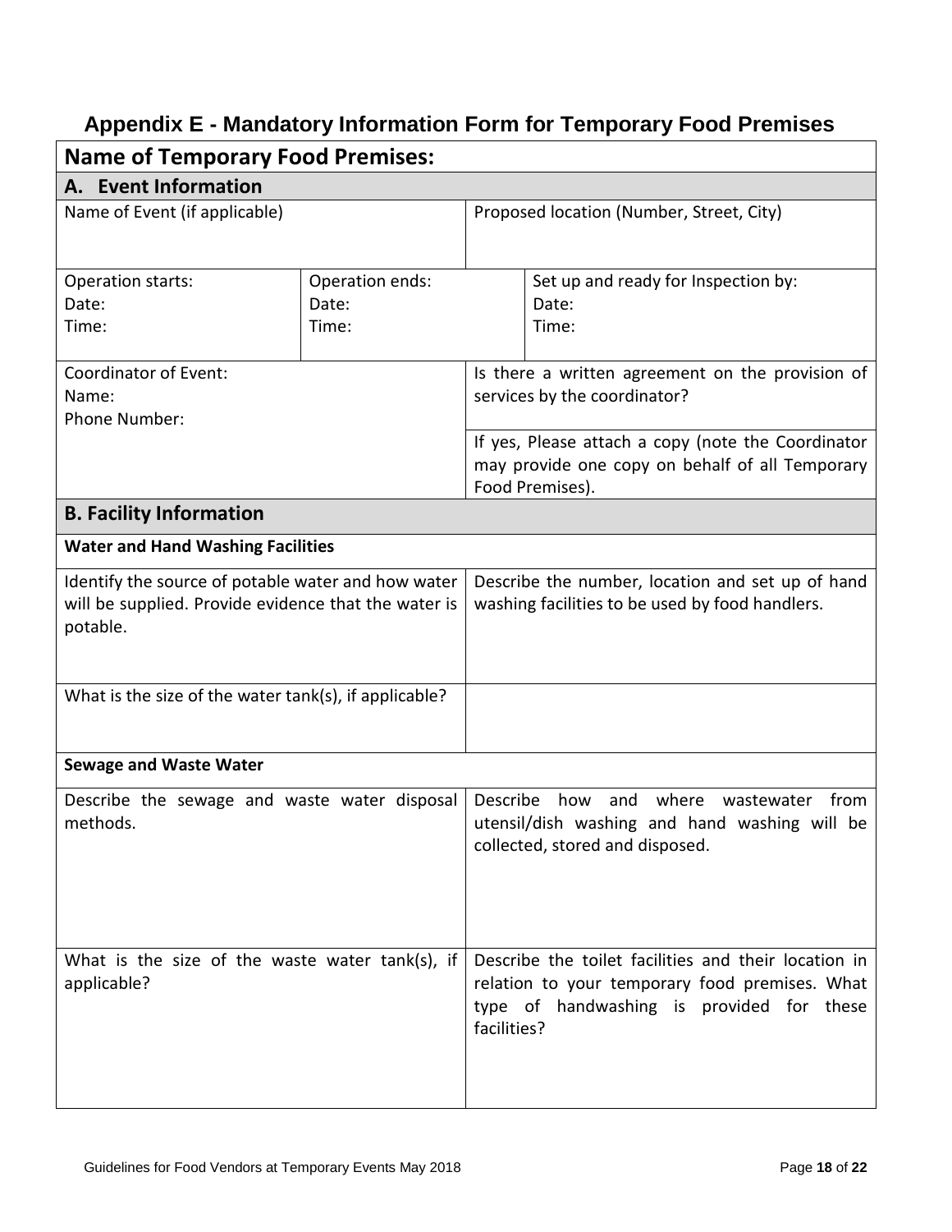# Appendix E - Mandatory Information Form for Temporary Food Premises

| **Name of Temporary Food Premises:** | | |
|---|---|---|
| **A. Event Information** | | |
| Name of Event (if applicable) | | Proposed location (Number, Street, City) |
| Operation starts:<br>Date:<br>Time: | Operation ends:<br>Date:<br>Time: | Set up and ready for Inspection by:<br>Date:<br>Time: |
| Coordinator of Event:<br>Name:<br>Phone Number: | | Is there a written agreement on the provision of services by the coordinator? |
| | | If yes, Please attach a copy (note the Coordinator may provide one copy on behalf of all Temporary Food Premises). |
| **B. Facility Information** | | |
| **Water and Hand Washing Facilities** | | |
| Identify the source of potable water and how water will be supplied. Provide evidence that the water is potable. | | Describe the number, location and set up of hand washing facilities to be used by food handlers. |
| What is the size of the water tank(s), if applicable? | | |
| **Sewage and Waste Water** | | |
| Describe the sewage and waste water disposal methods. | | Describe how and where wastewater from utensil/dish washing and hand washing will be collected, stored and disposed. |
| What is the size of the waste water tank(s), if applicable? | | Describe the toilet facilities and their location in relation to your temporary food premises. What type of handwashing is provided for these facilities? |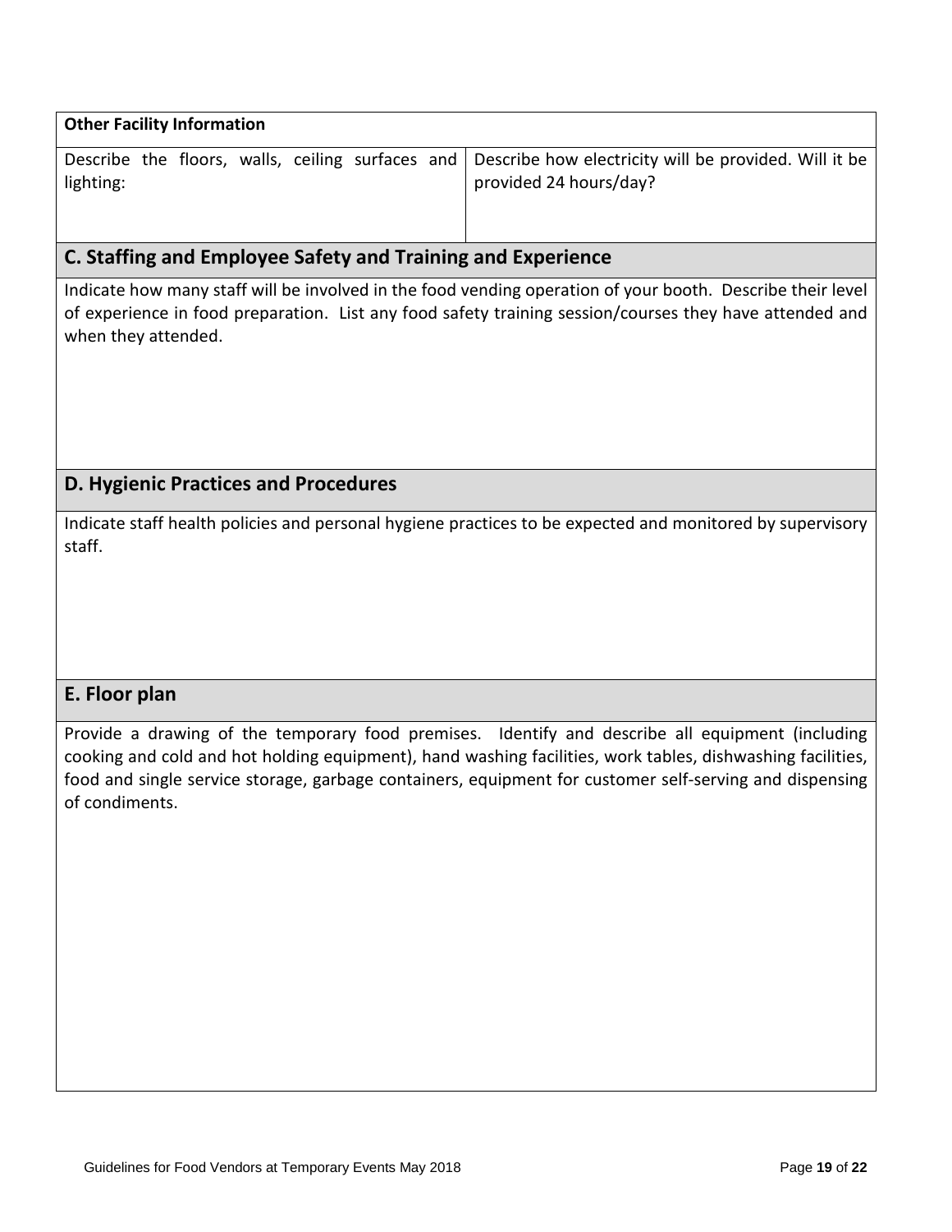| **Other Facility Information** | |
| --- | --- |
| Describe the floors, walls, ceiling surfaces and lighting: | Describe how electricity will be provided. Will it be provided 24 hours/day? |

## C. Staffing and Employee Safety and Training and Experience

Indicate how many staff will be involved in the food vending operation of your booth. Describe their level of experience in food preparation. List any food safety training session/courses they have attended and when they attended.

## D. Hygienic Practices and Procedures

Indicate staff health policies and personal hygiene practices to be expected and monitored by supervisory staff.

## E. Floor plan

Provide a drawing of the temporary food premises. Identify and describe all equipment (including cooking and cold and hot holding equipment), hand washing facilities, work tables, dishwashing facilities, food and single service storage, garbage containers, equipment for customer self-serving and dispensing of condiments.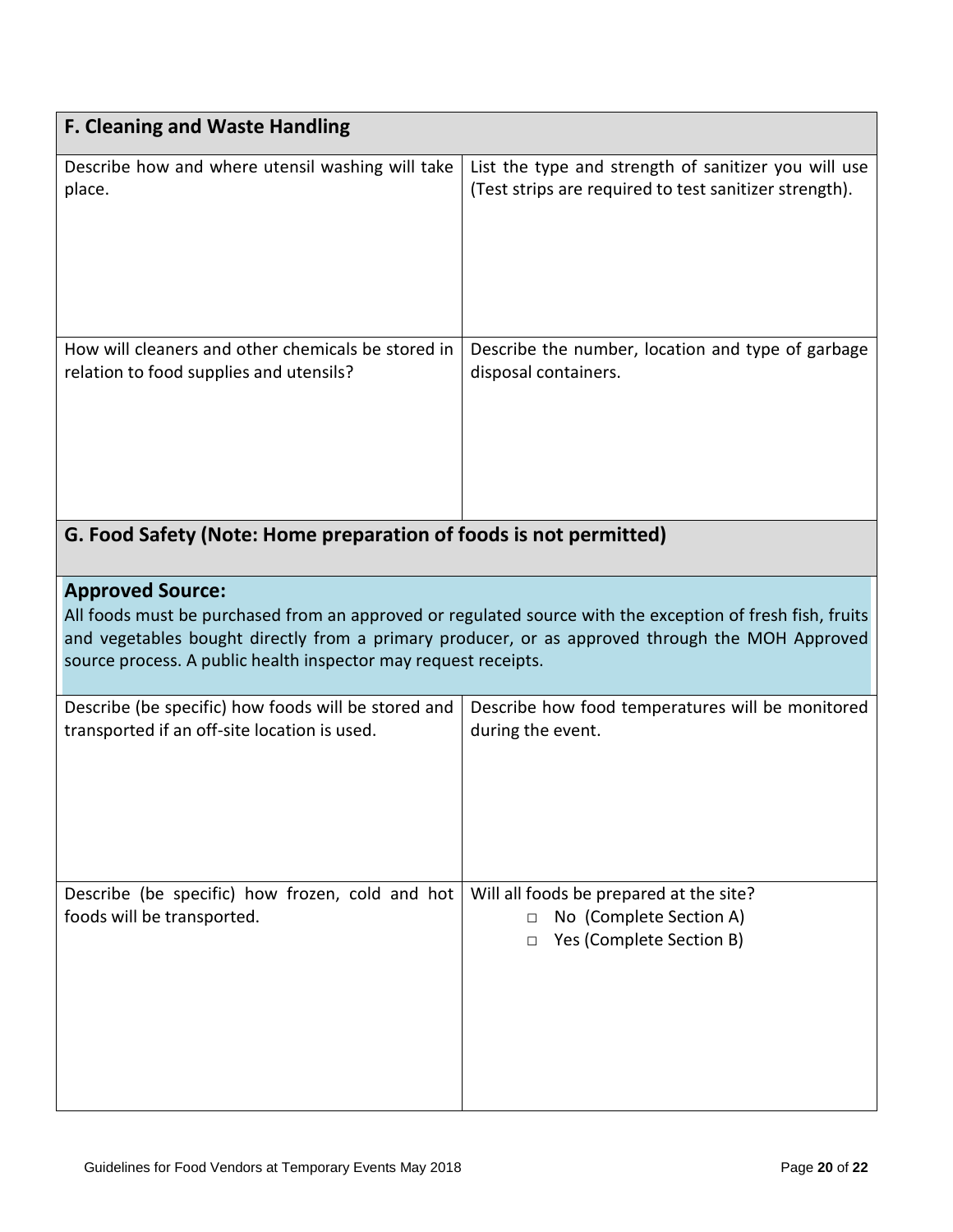## F. Cleaning and Waste Handling

| Describe how and where utensil washing will take place. | List the type and strength of sanitizer you will use (Test strips are required to test sanitizer strength). |
|---|---|
| | |
| **How will cleaners and other chemicals be stored in relation to food supplies and utensils?** | **Describe the number, location and type of garbage disposal containers.** |
| | |

## G. Food Safety (Note: Home preparation of foods is not permitted)

**Approved Source:**

All foods must be purchased from an approved or regulated source with the exception of fresh fish, fruits and vegetables bought directly from a primary producer, or as approved through the MOH Approved source process. A public health inspector may request receipts.

| Describe (be specific) how foods will be stored and transported if an off-site location is used. | Describe how food temperatures will be monitored during the event. |
|---|---|
| | |
| **Describe (be specific) how frozen, cold and hot foods will be transported.** | **Will all foods be prepared at the site?**<br>□ No (Complete Section A)<br>□ Yes (Complete Section B) |
| | |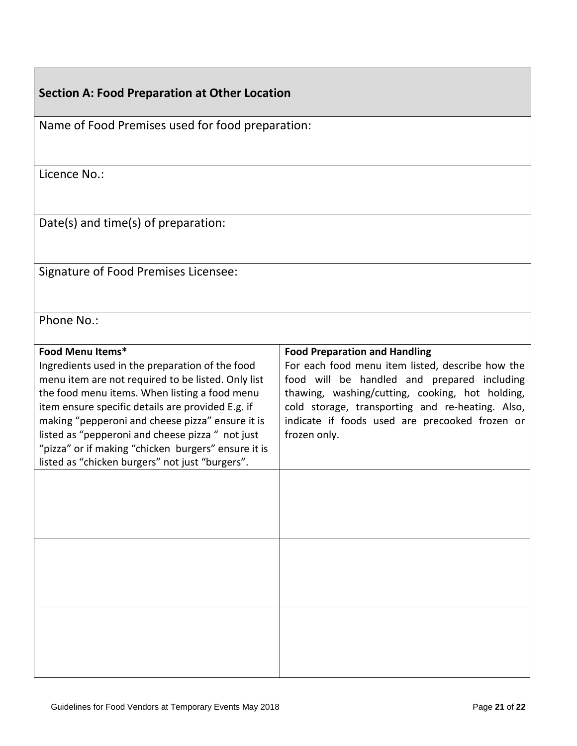## Section A: Food Preparation at Other Location

Name of Food Premises used for food preparation:

Licence No.:

Date(s) and time(s) of preparation:

Signature of Food Premises Licensee:

Phone No.:

| **Food Menu Items***<br>Ingredients used in the preparation of the food menu item are not required to be listed. Only list the food menu items. When listing a food menu item ensure specific details are provided E.g. if making "pepperoni and cheese pizza" ensure it is listed as "pepperoni and cheese pizza " not just "pizza" or if making "chicken burgers" ensure it is listed as "chicken burgers" not just "burgers". | **Food Preparation and Handling**<br>For each food menu item listed, describe how the food will be handled and prepared including thawing, washing/cutting, cooking, hot holding, cold storage, transporting and re-heating. Also, indicate if foods used are precooked frozen or frozen only. |
|---|---|
| | |
| | |
| | |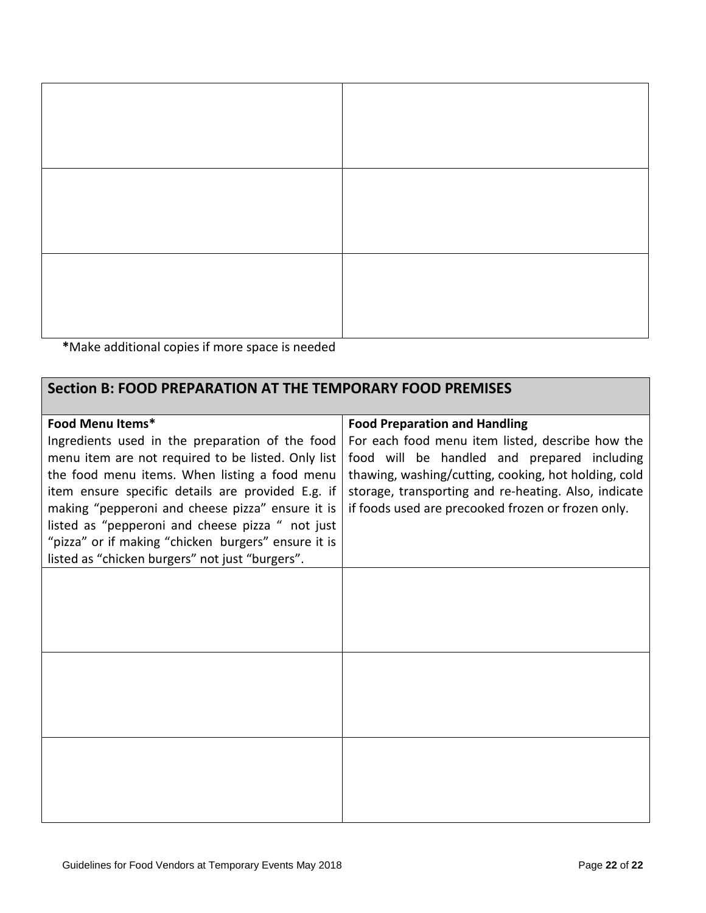| | |
|---|---|
| | |
| | |
| | |

***Make additional copies if more space is needed**

| Section B: FOOD PREPARATION AT THE TEMPORARY FOOD PREMISES | |
|---|---|
| **Food Menu Items***<br>Ingredients used in the preparation of the food menu item are not required to be listed. Only list the food menu items. When listing a food menu item ensure specific details are provided E.g. if making "pepperoni and cheese pizza" ensure it is listed as "pepperoni and cheese pizza " not just "pizza" or if making "chicken burgers" ensure it is listed as "chicken burgers" not just "burgers". | **Food Preparation and Handling**<br>For each food menu item listed, describe how the food will be handled and prepared including thawing, washing/cutting, cooking, hot holding, cold storage, transporting and re-heating. Also, indicate if foods used are precooked frozen or frozen only. |
| | |
| | |
| | |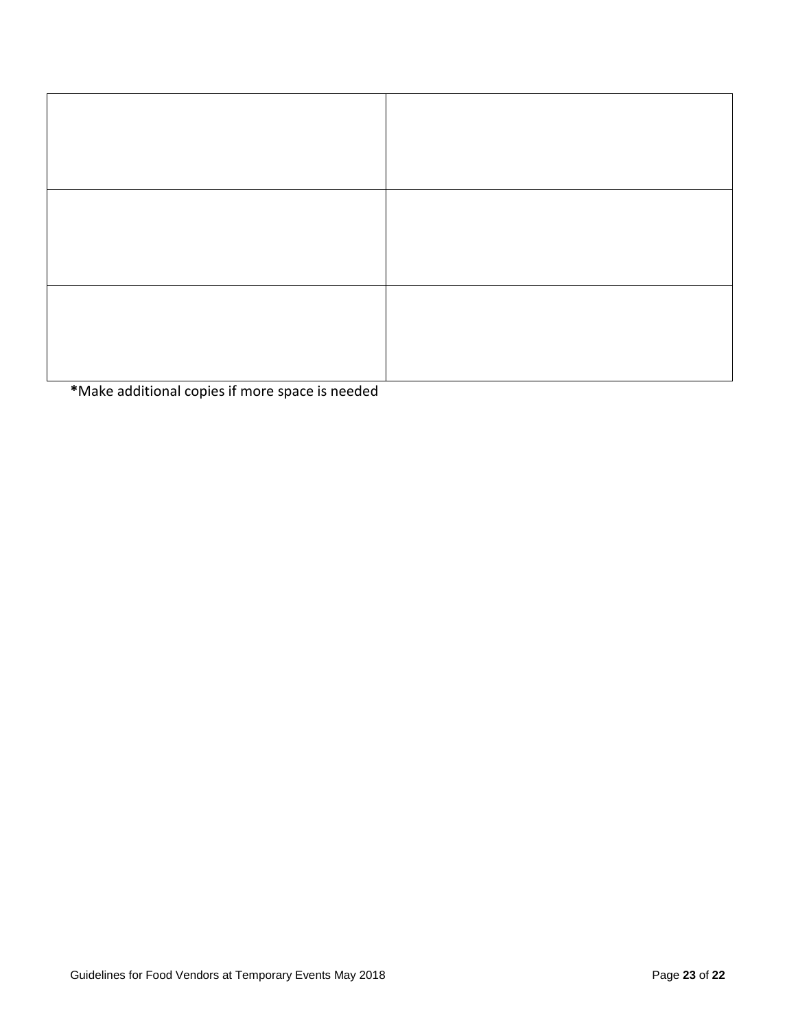| | |
|---|---|
| | |
| | |
| | |

**\***Make additional copies if more space is needed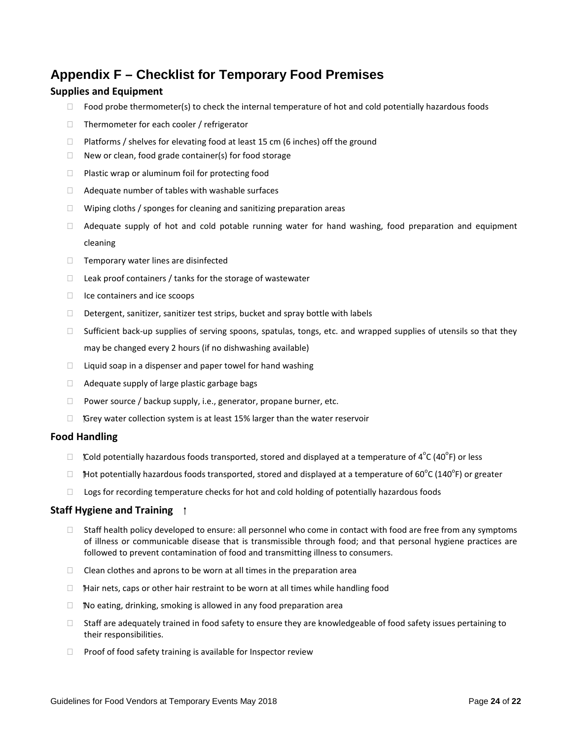# Appendix F – Checklist for Temporary Food Premises

## Supplies and Equipment

- Food probe thermometer(s) to check the internal temperature of hot and cold potentially hazardous foods
- Thermometer for each cooler / refrigerator
- Platforms / shelves for elevating food at least 15 cm (6 inches) off the ground
- New or clean, food grade container(s) for food storage
- Plastic wrap or aluminum foil for protecting food
- Adequate number of tables with washable surfaces
- Wiping cloths / sponges for cleaning and sanitizing preparation areas
- Adequate supply of hot and cold potable running water for hand washing, food preparation and equipment cleaning
- Temporary water lines are disinfected
- Leak proof containers / tanks for the storage of wastewater
- Ice containers and ice scoops
- Detergent, sanitizer, sanitizer test strips, bucket and spray bottle with labels
- Sufficient back-up supplies of serving spoons, spatulas, tongs, etc. and wrapped supplies of utensils so that they may be changed every 2 hours (if no dishwashing available)
- Liquid soap in a dispenser and paper towel for hand washing
- Adequate supply of large plastic garbage bags
- Power source / backup supply, i.e., generator, propane burner, etc.
- Grey water collection system is at least 15% larger than the water reservoir

## Food Handling

- Cold potentially hazardous foods transported, stored and displayed at a temperature of 4°C (40°F) or less
- Hot potentially hazardous foods transported, stored and displayed at a temperature of 60°C (140°F) or greater
- Logs for recording temperature checks for hot and cold holding of potentially hazardous foods

## Staff Hygiene and Training

- Staff health policy developed to ensure: all personnel who come in contact with food are free from any symptoms of illness or communicable disease that is transmissible through food; and that personal hygiene practices are followed to prevent contamination of food and transmitting illness to consumers.
- Clean clothes and aprons to be worn at all times in the preparation area
- Hair nets, caps or other hair restraint to be worn at all times while handling food
- No eating, drinking, smoking is allowed in any food preparation area
- Staff are adequately trained in food safety to ensure they are knowledgeable of food safety issues pertaining to their responsibilities.
- Proof of food safety training is available for Inspector review